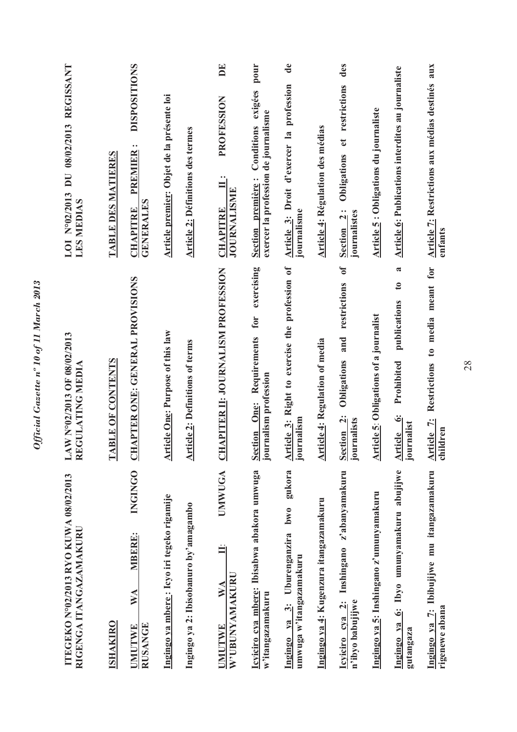**ITEGEKO N°02/2013 RYO KUWA 08/02/2013 RIGENGA ITANGAZAMAKURU**

**ISHAKIRO**

**UMUTWE WA MBERE: INGINGO RUSANGE**

**Ingingo ya mbere : Icyo iri tegeko rigamije**

**Ingingo ya 2: Ibisobanuro by'amagambo**

**UMUTWE WA II: UMWUGA W'UBUNYAMAKURU**

**Icyiciro cya mbere: Ibisabwa abakora umwuga w'itangazamakuru**

**Ingingo ya 3: Uburenganzira bwo gukora umwuga w'itangazamakuru**

**Ingingo ya 4: Kugenzura itangazamakuru**

**Icyiciro cya 2: Inshingano z'abanyamakuru n'ibyo babujijwe**

**Ingingo ya 5: Inshingano z'umunyamakuru**

**Ingingo ya 6: Ibyo umunyamakuru abujijwe gutangaza**

**Ingingo ya 7: Ibibujijwe mu itangazamakuru rigenewe abana**

**LAW N°02/2013 OF 08/02/2013 REGULATING MEDIA**

**TABLE OF CONTENTS**

**CHAPTER ONE: GENERAL PROVISIONS**

**Article One: Purpose of this law**

**Article 2: Definitions of terms**

**CHAPITER II: JOURNALISM PROFESSION**

**Section One: Requirements for exercising journalism profession**

**Article 3: Right to exercise the profession of journalism**

**Article 4: Regulation of media**

**Section 2: Obligations and restrictions of journalists**

**Article 5: Obligations of a journalist**

**Article 6: Prohibited publications to a journalist**

**Article 7: Restrictions to media meant for children**

**LOI N°02/2013 DU 08/02/2013 REGISSANT LES MEDIAS**

**TABLE DES MATIERES**

**CHAPITRE PREMIER : DISPOSITIONS GENERALES**

**Article premier: Objet de la présente loi**

**Article 2: Définitions des termes**

**CHAPITRE II : PROFESSION DE JOURNALISME**

**Section première : Conditions exigées pour exercer la profession de journalisme**

**Article 3: Droit d'exercer la profession de journalisme**

**Article 4: Régulation des médias**

**Section 2 : Obligations et restrictions des journalistes**

**Article 5 : Obligations du journaliste**

**Article 6: Publications interdites au journaliste**

**Article 7: Restrictions aux médias destinés aux enfants**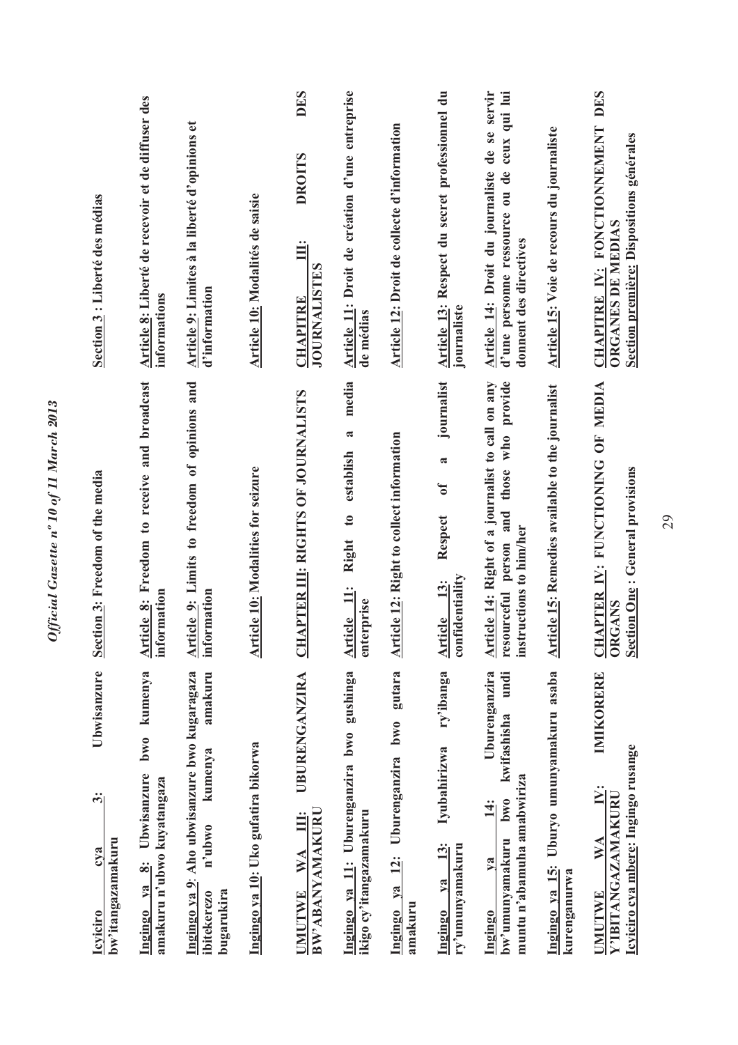| | | |
|---|---|---|
| **Icyiciro cya 3: Ubwisanzure bw'itangazamakuru** | **Section 3: Freedom of the media** | **Section 3 : Liberté des médias** |
| **Ingingo ya 8: Ubwisanzure bwo kumenya amakuru n'ubwo kuyatangaza** | **Article 8: Freedom to receive and broadcast information** | **Article 8: Liberté de recevoir et de diffuser des informations** |
| **Ingingo ya 9: Aho ubwisanzure bwo kugaragaza ibitekerezo n'ubwo kumenya amakuru bugarukira** | **Article 9: Limits to freedom of opinions and information** | **Article 9: Limites à la liberté d'opinions et d'information** |
| **Ingingo ya 10: Uko gufatira bikorwa** | **Article 10: Modalities for seizure** | **Article 10: Modalités de saisie** |
| **UMUTWE WA III: UBURENGANZIRA BW'ABANYAMAKURU** | **CHAPTER III: RIGHTS OF JOURNALISTS** | **CHAPITRE III: DROITS DES JOURNALISTES** |
| **Ingingo ya 11: Uburenganzira bwo gushinga ikigo cy'itangazamakuru** | **Article 11: Right to establish a media enterprise** | **Article 11: Droit de création d'une entreprise de médias** |
| **Ingingo ya 12: Uburenganzira bwo gutara amakuru** | **Article 12: Right to collect information** | **Article 12: Droit de collecte d'information** |
| **Ingingo ya 13: Iyubahirizwa ry'ibanga ry'umunyamakuru** | **Article 13: Respect of a journalist confidentiality** | **Article 13: Respect du secret professionnel du journaliste** |
| **Ingingo ya 14: Uburenganzira bw'umunyamakuru bwo kwifashisha undi muntu n'abamuha amabwiriza** | **Article 14: Right of a journalist to call on any resourceful person and those who provide instructions to him/her** | **Article 14: Droit du journaliste de se servir d'une personne ressource ou de ceux qui lui donnent des directives** |
| **Ingingo ya 15: Uburyo umunyamakuru asaba kurenganurwa** | **Article 15: Remedies available to the journalist** | **Article 15: Voie de recours du journaliste** |
| **UMUTWE WA IV: IMIKORERE Y'IBITANGAZAMAKURU** | **CHAPTER IV: FUNCTIONING OF MEDIA ORGANS** | **CHAPITRE IV: FONCTIONNEMENT DES ORGANES DE MEDIAS** |
| **Icyiciro cya mbere: Ingingo rusange** | **Section One : General provisions** | **Section première: Dispositions générales** |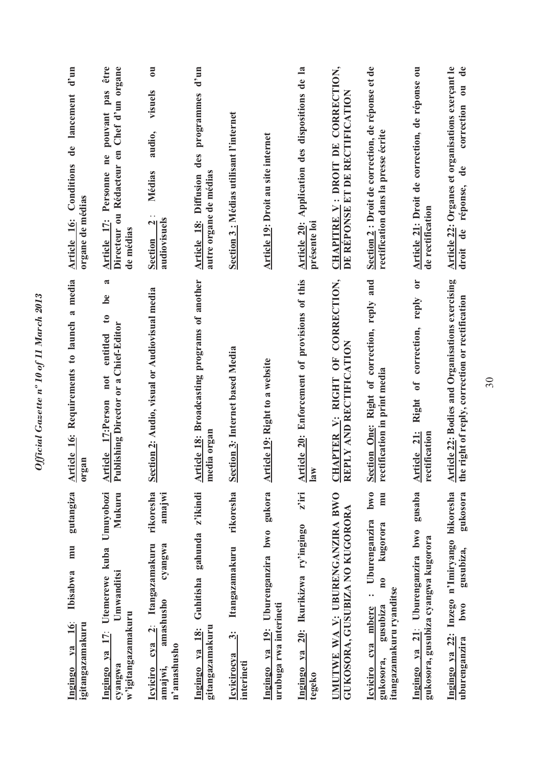| | | |
|---|---|---|
| **Ingingo ya 16: Ibisabwa mu gutangiza igitangazamakuru** | **Article 16: Requirements to launch a media organ** | **Article 16: Conditions de lancement d'un organe de médias** |
| **Ingingo ya 17: Utemerewe kuba Umuyobozi cyangwa Umwanditsi Mukuru w'igitangazamakuru** | **Article 17: Person not entitled to be a Publishing Director or a Chief-Editor** | **Article 17: Personne ne pouvant pas être Directeur ou Rédacteur en Chef d'un organe de médias** |
| **Icyiciro cya 2: Itangazamakuru rikoresha amajwi, amashusho cyangwa amajwi n'amashusho** | **Section 2: Audio, visual or Audiovisual media** | **Section 2 : Médias audio, visuels ou audiovisuels** |
| **Ingingo ya 18: Guhitisha gahunda z'ikindi gitangazamakuru** | **Article 18: Broadcasting programs of another media organ** | **Article 18: Diffusion des programmes d'un autre organe de médias** |
| **Icyicirocya 3: Itangazamakuru rikoresha interineti** | **Section 3: Internet based Media** | **Section 3 : Médias utilisant l'internet** |
| **Ingingo ya 19: Uburenganzira bwo gukora urubuga rwa interineti** | **Article 19: Right to a website** | **Article 19: Droit au site internet** |
| **Ingingo ya 20: Ikurikizwa ry'ingingo z'iri tegeko** | **Article 20: Enforcement of provisions of this law** | **Article 20: Application des dispositions de la présente loi** |
| **UMUTWE WA V: UBURENGANZIRA BWO GUKOSORA, GUSUBIZA NO KUGORORA** | **CHAPTER V: RIGHT OF CORRECTION, REPLY AND RECTIFICATION** | **CHAPITRE V : DROIT DE CORRECTION, DE RÉPONSE ET DE RECTIFICATION** |
| **Icyiciro cya mbere : Uburenganzira bwo gukosora, gusubiza no kugorora mu itangazamakuru ryanditse** | **Section One: Right of correction, reply and rectification in print media** | **Section 2 : Droit de correction, de réponse et de rectification dans la presse écrite** |
| **Ingingo ya 21: Uburenganzira bwo gusaba gukosora, gusubiza cyangwa kugorora** | **Article 21: Right of correction, reply or rectification** | **Article 21: Droit de correction, de réponse ou de rectification** |
| **Ingingo ya 22: Inzego n'Imiryango bikoresha uburenganzira bwo gusubiza, gukosora** | **Article 22: Bodies and Organisations exercising the right of reply, correction or rectification** | **Article 22: Organes et organisations exerçant le droit de réponse, de correction ou de** |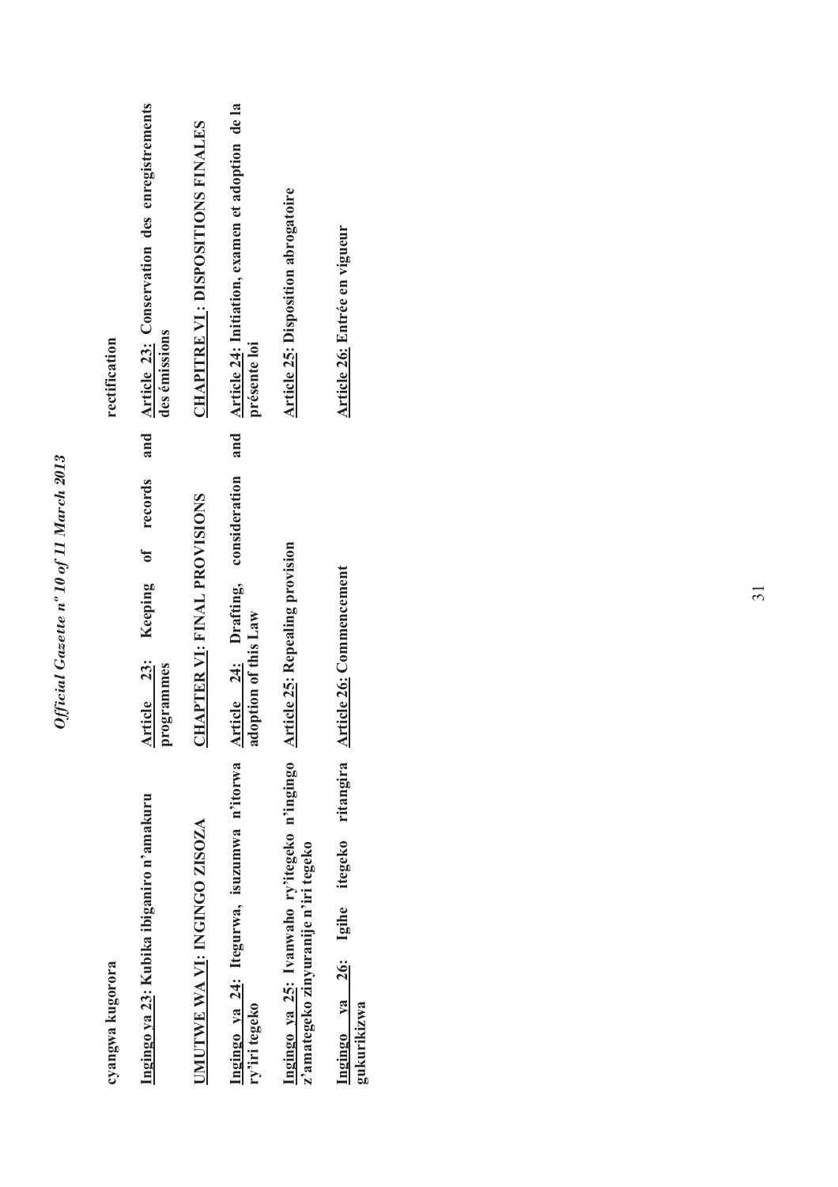cyangwa kugorora

**Ingingo ya 23: Kubika ibiganiro n'amakuru**

**UMUTWE WA VI: INGINGO ZISOZA**

**Ingingo ya 24: Itegurwa, isuzumwa n'itorwa ry'iri tegeko**

**Ingingo ya 25: Ivanwaho ry'itegeko n'ingingo z'amategeko zinyuranije n'iri tegeko**

**Ingingo ya 26: Igihe itegeko ritangira gukurikizwa**

**Article 23: Keeping of records and programmes**

**CHAPTER VI: FINAL PROVISIONS**

**Article 24: Drafting, consideration and adoption of this Law**

**Article 25: Repealing provision**

**Article 26: Commencement**

rectification

**Article 23: Conservation des enregistrements des émissions**

**CHAPITRE VI: DISPOSITIONS FINALES**

**Article 24: Initiation, examen et adoption de la présente loi**

**Article 25: Disposition abrogatoire**

**Article 26: Entrée en vigueur**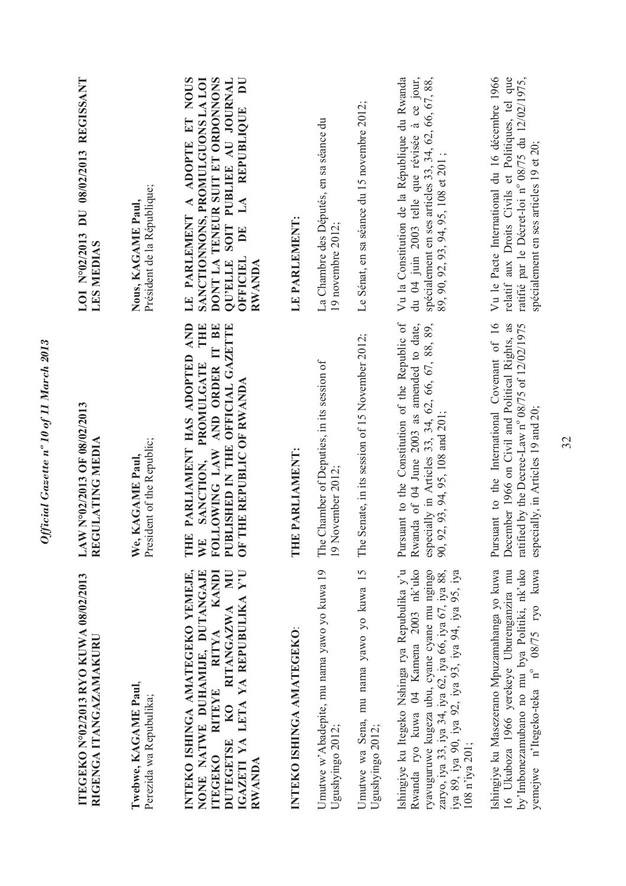**ITEGEKO N°02/2013 RYO KUWA 08/02/2013 RIGENGA ITANGAZAMAKURU**

Twebwe, KAGAME Paul,
Perezida wa Repubulika;

**INTEKO ISHINGA AMATEGEKO YEMEJE, NONE NATWE DUHAMIJE, DUTANGAJE ITEGEKO RITEYE RITYA KANDI DUTEGETSE KO RITANGAZWA MU IGAZETI YA LETA YA REPUBULIKA Y'U RWANDA**

**INTEKO ISHINGA AMATEGEKO**:

Umutwe w'Abadepite, mu nama yawo yo kuwa 19 Ugushyingo 2012;

Umutwe wa Sena, mu nama yawo yo kuwa 15 Ugushyingo 2012;

Ishingiye ku Itegeko Nshinga rya Repubulika y'u Rwanda ryo kuwa 04 Kamena 2003 nk'uko ryavuguruwe kugeza ubu, cyane cyane mu ngingo zaryo, iya 33, iya 34, iya 62, iya 66, iya 67, iya 88, iya 89, iya 90, iya 92, iya 93, iya 94, iya 95, iya 108 n'iya 201;

Ishingiye ku Masezerano Mpuzamahanga yo kuwa 16 Ukuboza 1966 yerekeye Uburenganzira mu by'Imbonezamubano no mu bya Politiki, nk'uko yemejwe n'Itegeko-teka n° 08/75 ryo kuwa

---

**LAW N°02/2013 OF 08/02/2013 REGULATING MEDIA**

We, KAGAME Paul,
President of the Republic;

**THE PARLIAMENT HAS ADOPTED AND WE SANCTION, PROMULGATE THE FOLLOWING LAW AND ORDER IT BE PUBLISHED IN THE OFFICIAL GAZETTE OF THE REPUBLIC OF RWANDA**

**THE PARLIAMENT:**

The Chamber of Deputies, in its session of 19 November 2012;

The Senate, in its session of 15 November 2012;

Pursuant to the Constitution of the Republic of Rwanda of 04 June 2003 as amended to date, especially in Articles 33, 34, 62, 66, 67, 88, 89, 90, 92, 93, 94, 95, 108 and 201;

Pursuant to the International Covenant of 16 December 1966 on Civil and Political Rights, as ratified by the Decree-Law n° 08/75 of 12/02/1975 especially, in Articles 19 and 20;

---

**LOI N°02/2013 DU 08/02/2013 REGISSANT LES MEDIAS**

Nous, KAGAME Paul,
Président de la République;

**LE PARLEMENT A ADOPTE ET NOUS SANCTIONNONS, PROMULGUONS LA LOI DONT LA TENEUR SUIT ET ORDONNONS QU'ELLE SOIT PUBLIEE AU JOURNAL OFFICIEL DE LA REPUBLIQUE DU RWANDA**

**LE PARLEMENT:**

La Chambre des Députés, en sa séance du 19 novembre 2012;

Le Sénat, en sa séance du 15 novembre 2012;

Vu la Constitution de la République du Rwanda du 04 juin 2003 telle que révisée à ce jour, spécialement en ses articles 33, 34, 62, 66, 67, 88, 89, 90, 92, 93, 94, 95, 108 et 201 ;

Vu le Pacte International du 16 décembre 1966 relatif aux Droits Civils et Politiques, tel que ratifié par le Décret-loi n° 08/75 du 12/02/1975, spécialement en ses articles 19 et 20;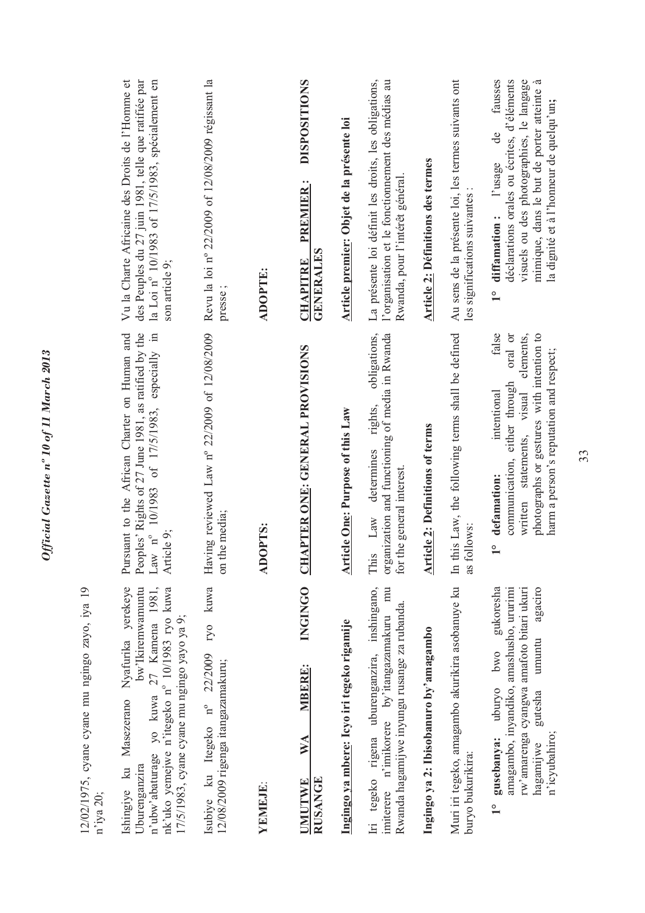12/02/1975, cyane cyane mu ngingo zayo, iya 19 n'iya 20;

Ishingiye ku Masezerano Nyafurika yerekeye Uburenganzira bw'Ikiremwamuntu n'ubw'abaturage yo kuwa 27 Kamena 1981, nk'uko yemejwe n'itegeko n° 10/1983 ryo kuwa 17/5/1983, cyane cyane mu ngingo yayo ya 9;

Isubiye ku Itegeko n° 22/2009 ryo kuwa 12/08/2009 rigenga itangazamakuru;

**YEMEJE**:

**UMUTWE WA MBERE: INGINGO RUSANGE**

**Ingingo ya mbere: Icyo iri tegeko rigamije**

Iri tegeko rigena uburenganzira, inshingano, imiterere n'imikorere by'itangazamakuru mu Rwanda hagamijwe inyungu rusange za rubanda.

**Ingingo ya 2: Ibisobanuro by'amagambo**

Muri iri tegeko, amagambo akurikira asobanuye ku buryo bukurikira:

1° **gusebanya:** uburyo bwo gukoresha amagambo, inyandiko, amashusho, ururimi rw'amarenga cyangwa amafoto bitari ukuri hagamijwe gutesha umuntu agaciro n'icyubahiro;

Pursuant to the African Charter on Human and Peoples' Rights of 27 June 1981, as ratified by the Law n° 10/1983 of 17/5/1983, especially in Article 9;

Having reviewed Law n° 22/2009 of 12/08/2009 on the media;

**ADOPTS:**

**CHAPTER ONE: GENERAL PROVISIONS**

**Article One: Purpose of this Law**

This Law determines rights, obligations, organization and functioning of media in Rwanda for the general interest.

**Article 2: Definitions of terms**

In this Law, the following terms shall be defined as follows:

1° **defamation:** intentional false communication, either through oral or written statements, visual elements, photographs or gestures with intention to harm a person's reputation and respect;

Vu la Charte Africaine des Droits de l'Homme et des Peuples du 27 juin 1981, telle que ratifiée par la Loi n° 10/1983 of 17/5/1983, spécialement en son article 9;

Revu la loi n° 22/2009 of 12/08/2009 régissant la presse ;

**ADOPTE:**

**CHAPITRE PREMIER : DISPOSITIONS GENERALES**

**Article premier: Objet de la présente loi**

La présente loi définit les droits, les obligations, l'organisation et le fonctionnement des médias au Rwanda, pour l'intérêt général.

**Article 2: Définitions des termes**

Au sens de la présente loi, les termes suivants ont les significations suivantes :

1° **diffamation :** l'usage de fausses déclarations orales ou écrites, d'éléments visuels ou des photographies, le langage mimique, dans le but de porter atteinte à la dignité et à l'honneur de quelqu'un;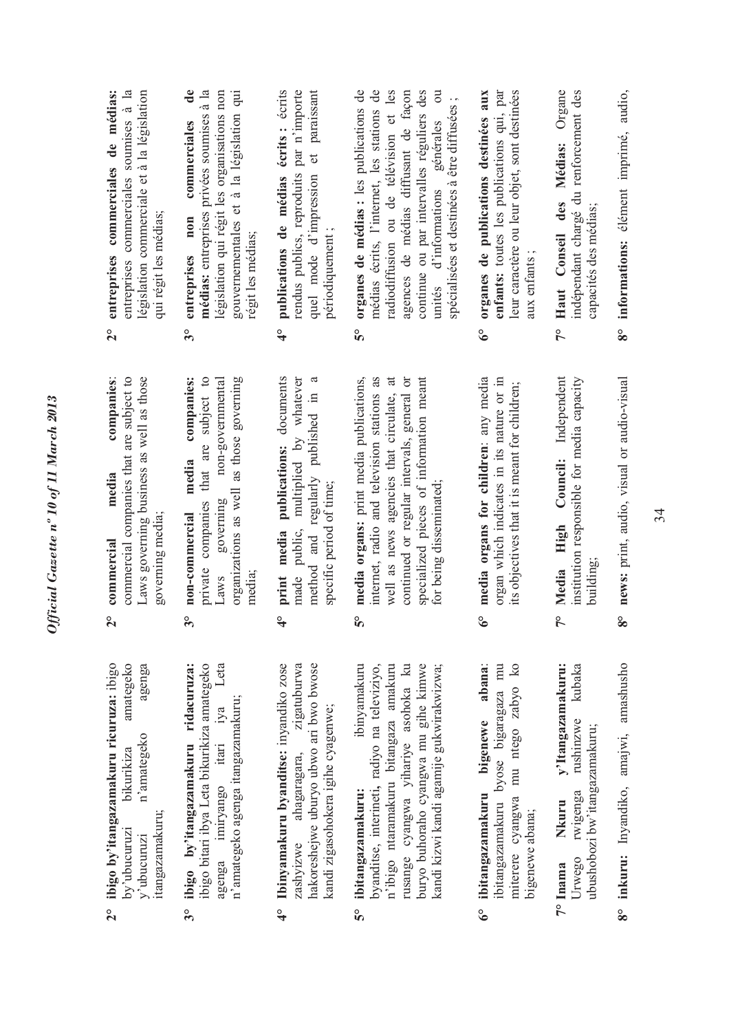2° **ibigo by'itangazamakuru ricuruza:** ibigo by'ubucuruzi bikurikiza amategeko y'ubucuruzi n'amategeko agenga itangazamakuru;

3° **ibigo by'itangazamakuru ridacuruza:** ibigo bitari ibya Leta bikurikiza amategeko agenga imiryango itari iya Leta n'amategeko agenga itangazamakuru;

4° **Ibinyamakuru byanditse:** inyandiko zose zashyizwe ahagaragara, zigatuburwa hakoreshejwe uburyo ubwo ari bwo bwose kandi zigasohokera igihe cyagenwe;

5° **ibitangazamakuru:** ibinyamakuru byanditse, interineti, radiyo na televiziyo, n'ibigo ntaramakuru bitangaza amakuru rusange cyangwa yihariye asohoka ku buryo buhoraho cyangwa mu gihe kimwe kandi kizwi kandi agamije gukwirakwizwa;

6° **ibitangazamakuru bigenewe abana:** ibitangazamakuru byose bigaragaza mu miterere cyangwa mu ntego zabyo ko bigenewe abana;

7° **Inama Nkuru y'Itangazamakuru:** Urwego rwigenga rushinzwe kubaka ubushobozi bw'itangazamakuru;

8° **inkuru:** Inyandiko, amajwi, amashusho

---

2° **commercial media companies:** commercial companies that are subject to Laws governing business as well as those governing media;

3° **non-commercial media companies:** private companies that are subject to Laws governing non-governmental organizations as well as those governing media;

4° **print media publications:** documents made public, multiplied by whatever method and regularly published in a specific period of time;

5° **media organs:** print media publications, internet, radio and television stations as well as news agencies that circulate, at continued or regular intervals, general or specialized pieces of information meant for being disseminated;

6° **media organs for children:** any media organ which indicates in its nature or in its objectives that it is meant for children;

7° **Media High Council:** Independent institution responsible for media capacity building;

8° **news:** print, audio, visual or audio-visual

---

2° **entreprises commerciales de médias:** entreprises commerciales soumises à la législation commerciale et à la législation qui régit les médias;

3° **entreprises non commerciales de médias:** entreprises privées soumises à la législation qui régit les organisations non gouvernementales et à la législation qui régit les médias;

4° **publications de médias écrits :** écrits rendus publics, reproduits par n'importe quel mode d'impression et paraissant périodiquement ;

5° **organes de médias :** les publications de médias écrits, l'internet, les stations de radiodiffusion ou de télévision et les agences de médias diffusant de façon continue ou par intervalles réguliers des unités d'informations générales ou spécialisées et destinées à être diffusées ;

6° **organes de publications destinées aux enfants:** toutes les publications qui, par leur caractère ou leur objet, sont destinées aux enfants ;

7° **Haut Conseil des Médias:** Organe indépendant chargé du renforcement des capacités des médias;

8° **informations:** élément imprimé, audio,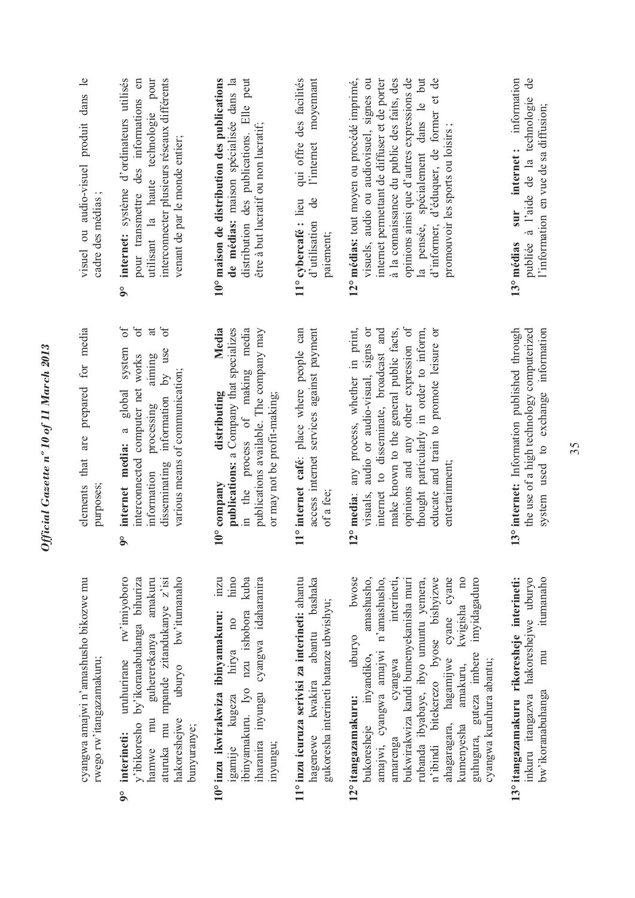cyangwa amajwi n'amashusho bikozwe mu rwego rw'itangazamakuru;

9° **interineti:** uruhurirane rw'imiyoboro y'ibikoresho by'ikoranabuhanga bihuriza hamwe mu guhererekanya amakuru aturuka mu mpande zitandukanye z'isi hakoreshejwe uburyo bw'itumanaho bunyuranye;

10° **inzu ikwirakwiza ibinyamakuru:** inzu igamije kugeza hirya no hino ibinyamakuru. Iyo nzu ishobora kuba iharanira inyungu cyangwa idaharanira inyungu;

11° **inzu icuruza serivisi za interineti:** ahantu hagenewe kwakira abantu bashaka gukoresha interineti batanze ubwishyu;

12° **itangazamakuru:** uburyo bwose bukoresheje inyandiko, amashusho, amajwi, cyangwa amajwi n'amashusho, amarenga cyangwa interineti, bukwirakwiza kandi bumenyekanisha muri rubanda ibyabaye, ibyo umuntu yemera, n'ibindi bitekerezo byose bishyizwe ahagaragara, hagamijwe cyane cyane kumenyesha amakuru, kwigisha no guhugura, guteza imbere imyidagaduro cyangwa kuruhura abantu;

13° **itangazamakuru rikoresheje interineti:** inkuru itangazwa hakoreshejwe uburyo bw'ikoranabuhanga mu itumanaho

elements that are prepared for media purposes;

9° **internet media:** a global system of interconnected computer net works of information processing aiming at disseminating information by use of various means of communication;

10° **company distributing Media publications:** a Company that specializes in the process of making media publications available. The company may or may not be profit-making;

11° **internet café**: place where people can access internet services against payment of a fee;

12° **media**: any process, whether in print, visuals, audio or audio-visual, signs or internet to disseminate, broadcast and make known to the general public facts, opinions and any other expression of thought particularly in order to inform, educate and train to promote leisure or entertainment;

13° **internet:** Information published through the use of a high technology computerized system used to exchange information

visuel ou audio-visuel produit dans le cadre des médias ;

9° **internet:** système d'ordinateurs utilisés pour transmettre des informations en utilisant la haute technologie pour interconnecter plusieurs réseaux différents venant de par le monde entier;

10° **maison de distribution des publications de médias:** maison spécialisée dans la distribution des publications. Elle peut être à but lucratif ou non lucratif;

11° **cybercafé :** lieu qui offre des facilités d'utilisation de l'internet moyennant paiement;

12° **médias:** tout moyen ou procédé imprimé, visuels, audio ou audiovisuel, signes ou internet permettant de diffuser et de porter à la connaissance du public des faits, des opinions ainsi que d'autres expressions de la pensée, spécialement dans le but d'informer, d'éduquer, de former et de promouvoir les sports ou loisirs ;

13° **médias sur internet :** information publiée à l'aide de la technologie de l'information en vue de sa diffusion;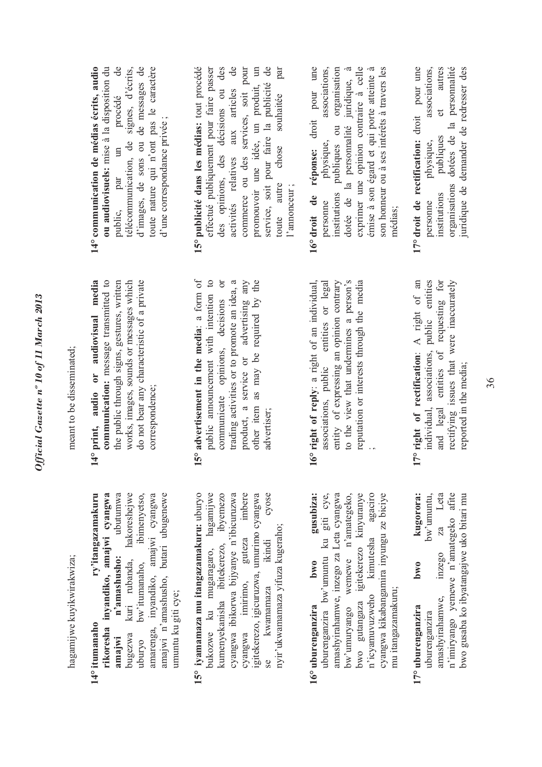hagamijwe kuyikwirakwiza;

**14° itumanaho ry'itangazamakuru rikoresha inyandiko, amajwi cyangwa amajwi n'amashusho:** ubutumwa bugezwa kuri rubanda, hakoreshejwe uburyo bw'itumanaho, ibimenyetso, amarenga, inyandiko, amajwi cyangwa amajwi n'amashusho, butari ubugenewe umuntu ku giti cye;

**15° iyamamaza mu itangazamakuru:** uburyo bukozwe ku mugaragaro, hagamijwe kumenyekanisha ibitekerezo, ibyemezo cyangwa ibikorwa bijyanye n'ibicuruzwa cyangwa imirimo, guteza imbere igitekerezo, igicuruzwa, umurimo cyangwa se kwamamaza ikindi cyose nyir'ukwamamaza yifuza kugeraho;

**16° uburenganzira bwo gusubiza:** uburenganzira bw'umuntu ku giti cye, amashyirahamwe, inzego za Leta cyangwa bw'umuryango wemewe n'amategeko, bwo gutangaza igitekerezo kinyuranye n'icyamuvuzweho kimutesha agaciro cyangwa kikabangamira inyungu ze biciye mu itangazamakuru;

**17° uburenganzira bwo kugorora:** uburenganzira bw'umuntu, amashyirahamwe, inzego za Leta n'imiryango yemewe n'amategeko afite bwo gusaba ko ibyatangajwe uko bitari mu

meant to be disseminated;

**14° print, audio or audiovisual media communication:** message transmitted to the public through signs, gestures, written works, images, sounds or messages which do not bear any characteristic of a private correspondence;

**15° advertisement in the media**: a form of public announcement with intention to communicate opinions, decisions or trading activities or to promote an idea, a product, a service or advertising any other item as may be required by the advertiser;

**16° right of reply**: a right of an individual, associations, public entities or legal entity of expressing an opinion contrary to the view that undermines a person's reputation or interests through the media ;

**17° right of rectification**: A right of an individual, associations, public entities and legal entities of requesting for rectifying issues that were inaccurately reported in the media;

**14° communication de médias écrits, audio ou audiovisuels:** mise à la disposition du public, par un procédé de télécommunication, de signes, d'écrits, d'images, de sons ou de messages de toute nature qui n'ont pas le caractère d'une correspondance privée ;

**15° publicité dans les médias:** tout procédé effectué publiquement pour faire passer des opinions, des décisions ou des activités relatives aux articles de commerce ou des services, soit pour promouvoir une idée, un produit, un service, soit pour faire la publicité de toute autre chose souhaitée par l'annonceur ;

**16° droit de réponse:** droit pour une personne physique, associations, institutions publiques ou organisation dotée de la personnalité juridique, à exprimer une opinion contraire à celle émise à son égard et qui porte atteinte à son honneur ou à ses intérêts à travers les médias;

**17° droit de rectification:** droit pour une personne physique, associations, institutions publiques et autres organisations dotées de la personnalité juridique de demander de redresser des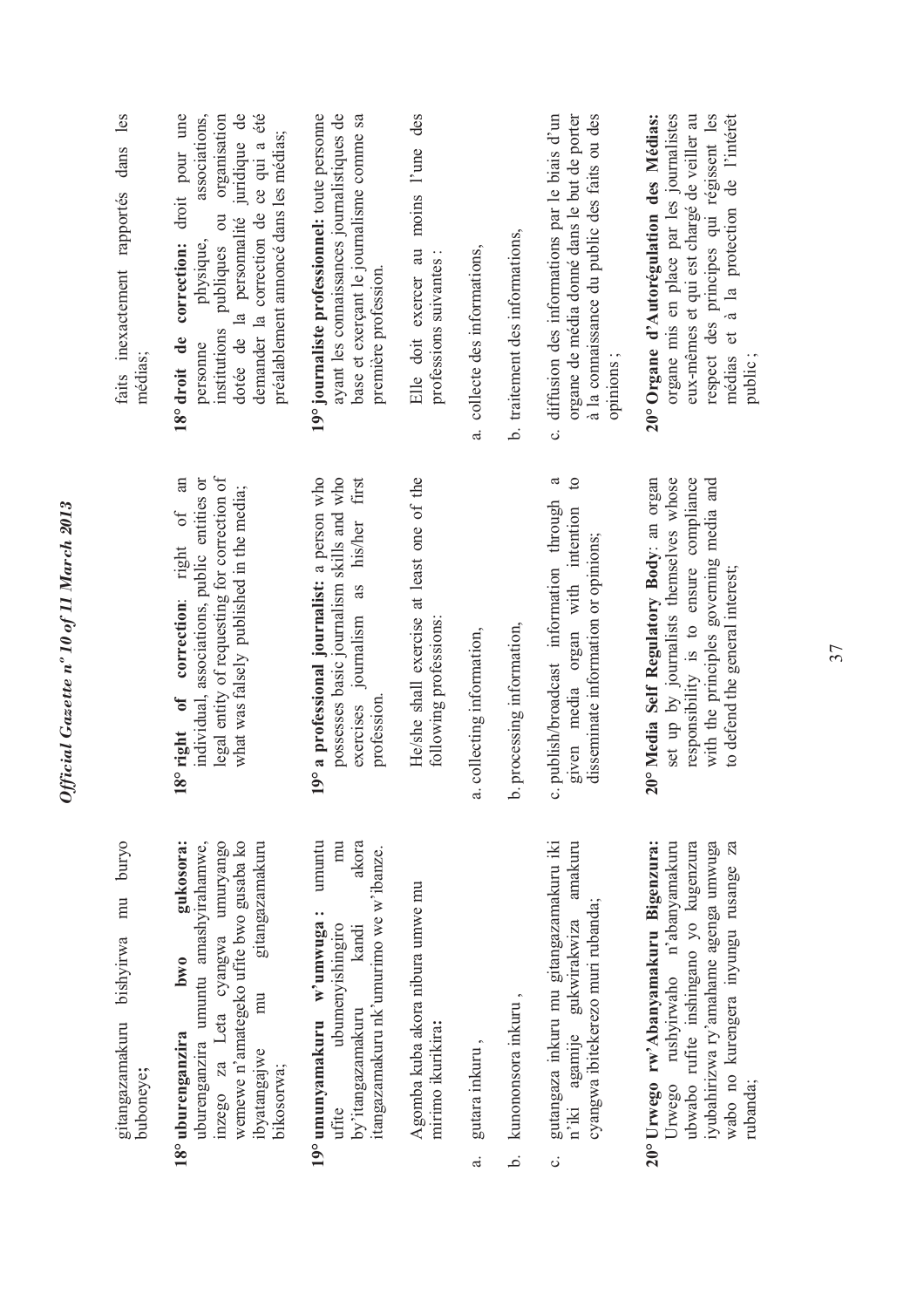gitangazamakuru bishyirwa mu buryo buboneye;

**18° uburenganzira bwo gukosora:** uburenganzira umuntu amashyirahamwe, inzego za Leta cyangwa umuryango wemewe n'amategeko ufite bwo gusaba ko ibyatangajwe mu gitangazamakuru bikosorwa;

**19° umunyamakuru w'umwuga :** umuntu ufite ubumenyishingiro mu by'itangazamakuru kandi akora itangazamakuru nk'umurimo we w'ibanze.

Agomba kuba akora nibura umwe mu mirimo ikurikira:

a. gutara inkuru ,

b. kunononsora inkuru ,

c. gutangaza inkuru mu gitangazamakuru iki n'iki agamije gukwirakwiza amakuru cyangwa ibitekerezo muri rubanda;

**20° Urwego rw'Abanyamakuru Bigenzura:** Urwego rushyirwaho n'abanyamakuru ubwabo rufite inshingano yo kugenzura iyubahirizwa ry'amahame agenga umwuga wabo no kurengera inyungu rusange za rubanda;

---

**18° right of correction**: right of an individual, associations, public entities or legal entity of requesting for correction of what was falsely published in the media;

**19° a professional journalist:** a person who possesses basic journalism skills and who exercises journalism as his/her first profession.

He/she shall exercise at least one of the following professions:

a. collecting information,

b. processing information,

c. publish/broadcast information through a given media organ with intention to disseminate information or opinions;

**20° Media Self Regulatory Body**: an organ set up by journalists themselves whose responsibility is to ensure compliance with the principles governing media and to defend the general interest;

---

faits inexactement rapportés dans les médias;

**18° droit de correction:** droit pour une personne physique, associations, institutions publiques ou organisation dotée de la personnalité juridique de demander la correction de ce qui a été préalablement annoncé dans les médias;

**19° journaliste professionnel:** toute personne ayant les connaissances journalistiques de base et exerçant le journalisme comme sa première profession.

Elle doit exercer au moins l'une des professions suivantes :

a. collecte des informations,

b. traitement des informations,

c. diffusion des informations par le biais d'un organe de média donné dans le but de porter à la connaissance du public des faits ou des opinions ;

**20° Organe d'Autorégulation des Médias:** organe mis en place par les journalistes eux-mêmes et qui est chargé de veiller au respect des principes qui régissent les médias et à la protection de l'intérêt public ;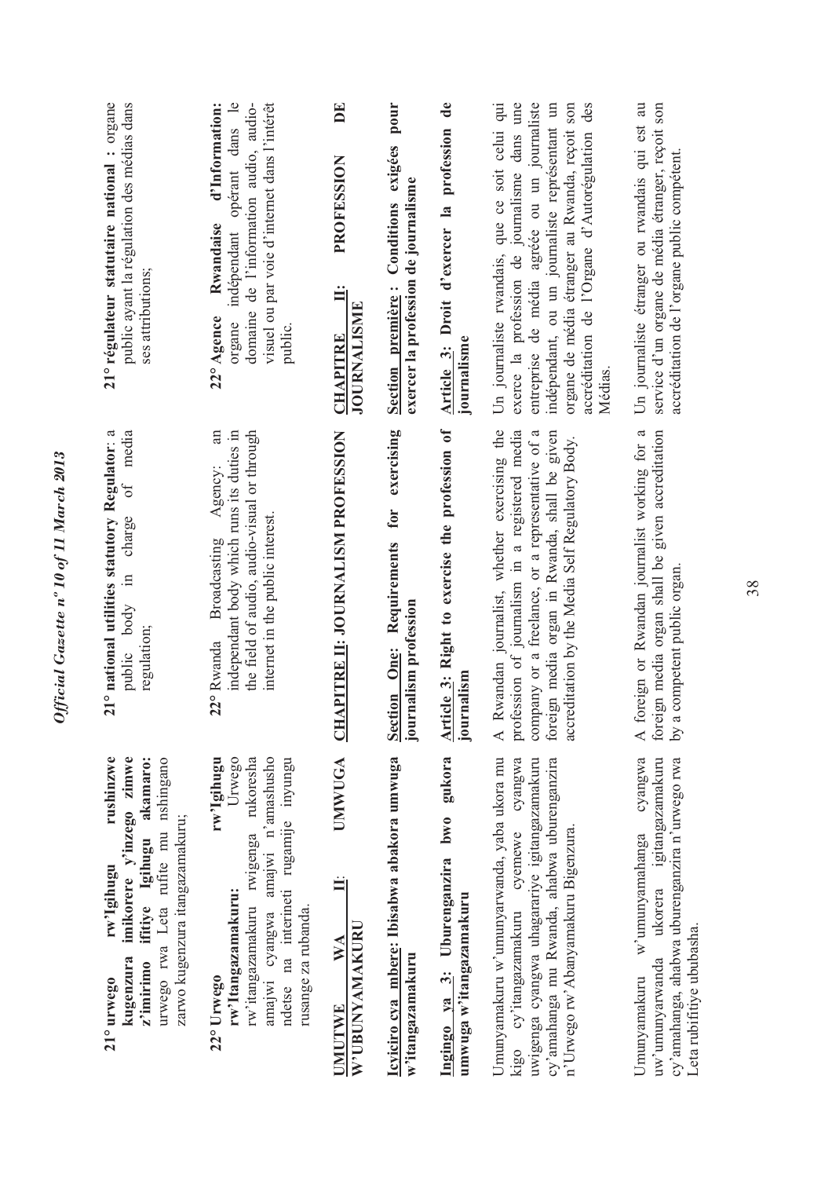**21° urwego rw'Igihugu rushinzwe kugenzura imikorere y'inzego zimwe z'imirimo ifitiye Igihugu akamaro:** urwego rwa Leta rufite mu nshingano zarwo kugenzura itangazamakuru;

**22° Urwego rw'Igihugu rw'Itangazamakuru:** Urwego rw'itangazamakuru rwigenga rukoresha amajwi cyangwa amajwi n'amashusho ndetse na interineti rugamije inyungu rusange za rubanda.

**UMUTWE WA II: UMWUGA W'UBUNYAMAKURU**

**Icyiciro cya mbere: Ibisabwa abakora umwuga w'itangazamakuru**

**Ingingo ya 3: Uburenganzira bwo gukora umwuga w'itangazamakuru**

Umunyamakuru w'umunyarwanda, yaba ukora mu kigo cy'itangazamakuru cyemewe cyangwa uwigenga cyangwa uhagarariye igitangazamakuru cy'amahanga mu Rwanda, ahabwa uburenganzira n'Urwego rw'Abanyamakuru Bigenzura.

Umunyamakuru w'umunyamahanga cyangwa uw'umunyarwanda ukorera igitangazamakuru cy'amahanga, ahabwa uburenganzira n'urwego rwa Leta rubifitiye ububasha.

**21° national utilities statutory Regulator**: a public body in charge of media regulation;

**22°** Rwanda Broadcasting Agency: an independant body which runs its duties in the field of audio, audio-visual or through internet in the public interest.

**CHAPITRE II: JOURNALISM PROFESSION**

**Section One: Requirements for exercising journalism profession**

**Article 3: Right to exercise the profession of journalism**

A Rwandan journalist, whether exercising the profession of journalism in a registered media company or a freelance, or a representative of a foreign media organ in Rwanda, shall be given accreditation by the Media Self Regulatory Body.

A foreign or Rwandan journalist working for a foreign media organ shall be given accreditation by a competent public organ.

**21° régulateur statutaire national :** organe public ayant la régulation des médias dans ses attributions;

**22° Agence Rwandaise d'Information:** organe indépendant opérant dans le domaine de l'information audio, audio-visuel ou par voie d'internet dans l'intérêt public.

**CHAPITRE II: PROFESSION DE JOURNALISME**

**Section première : Conditions exigées pour exercer la profession de journalisme**

**Article 3: Droit d'exercer la profession de journalisme**

Un journaliste rwandais, que ce soit celui qui exerce la profession de journalisme dans une entreprise de média agréée ou un journaliste indépendant, ou un journaliste représentant un organe de média étranger au Rwanda, reçoit son accréditation de l'Organe d'Autorégulation des Médias.

Un journaliste étranger ou rwandais qui est au service d'un organe de média étranger, reçoit son accréditation de l'organe public compétent.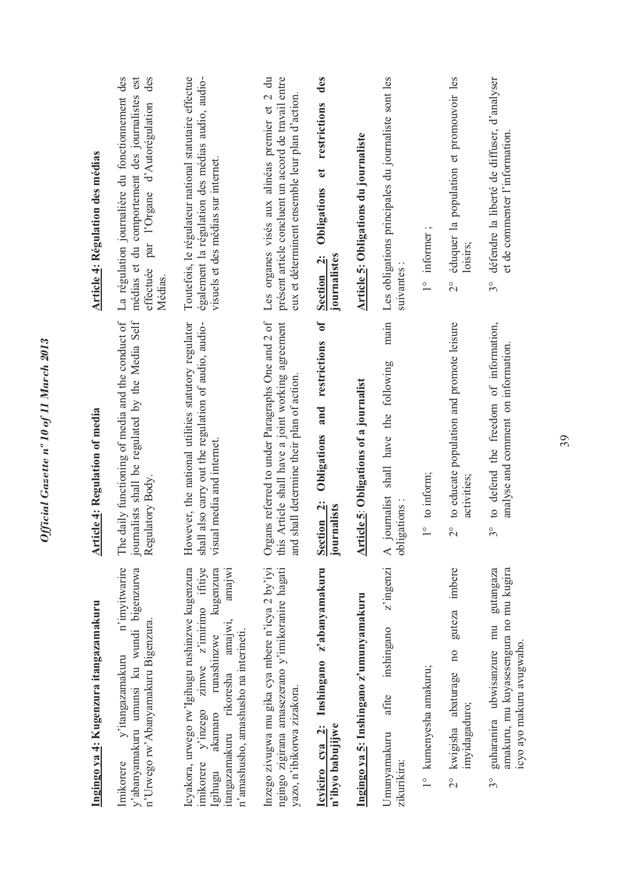**Ingingo ya 4: Kugenzura itangazamakuru**

Imikorere y'itangazamakuru n'imyitwarire y'abanyamakuru umunsi ku wundi bigenzurwa n'Urwego rw'Abanyamakuru Bigenzura.

Icyakora, urwego rw'Igihugu rushinzwe kugenzura imikorere y'inzego zimwe z'imirimo ifitiye Igihugu akamaro runashinzwe kugenzura itangazamakuru rikoresha amajwi, amajwi n'amashusho, amashusho na interineti.

Inzego zivugwa mu gika cya mbere n'icya 2 by'iyi ngingo zigirana amasezerano y'imikoranire hagati yazo, n'ibikorwa zizakora.

**Icyiciro cya 2: Inshingano z'abanyamakuru n'ibyo babujijwe**

**Ingingo ya 5: Inshingano z'umunyamakuru**

Umunyamakuru afite inshingano z'ingenzi zikurikira:

1° kumenyesha amakuru;

2° kwigisha abaturage no guteza imbere imyidagaduro;

3° guharanira ubwisanzure mu gutangaza amakuru, mu kuyasesengura no mu kugira icyo ayo makuru avugwaho.

**Article 4: Regulation of media**

The daily functioning of media and the conduct of journalists shall be regulated by the Media Self Regulatory Body.

However, the national utilities statutory regulator shall also carry out the regulation of audio, audio-visual media and internet.

Organs referred to under Paragraphs One and 2 of this Article shall have a joint working agreement and shall determine their plan of action.

**Section 2: Obligations and restrictions of journalists**

**Article 5: Obligations of a journalist**

A journalist shall have the following main obligations :

1° to inform;

2° to educate population and promote leisure activities;

3° to defend the freedom of information, analyse and comment on information.

**Article 4: Régulation des médias**

La régulation journalière du fonctionnement des médias et du comportement des journalistes est effectuée par l'Organe d'Autorégulation des Médias.

Toutefois, le régulateur national statutaire effectue également la régulation des médias audio, audio-visuels et des médias sur internet.

Les organes visés aux alinéas premier et 2 du présent article concluent un accord de travail entre eux et déterminent ensemble leur plan d'action.

**Section 2: Obligations et restrictions des journalistes**

**Article 5: Obligations du journaliste**

Les obligations principales du journaliste sont les suivantes :

1° informer ;

2° éduquer la population et promouvoir les loisirs;

3° défendre la liberté de diffuser, d'analyser et de commenter l'information.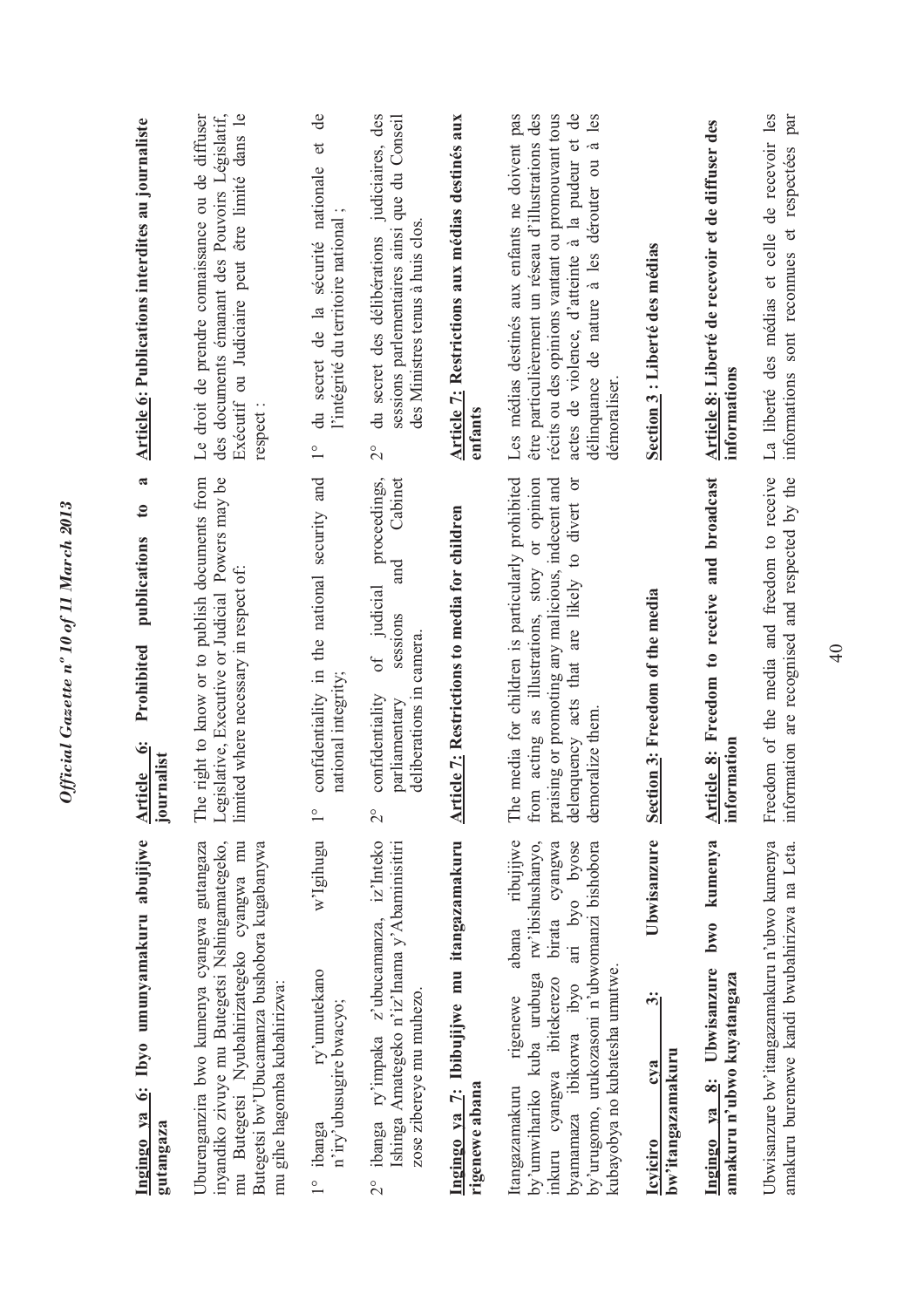**Ingingo ya 6: Ibyo umunyamakuru abujijwe gutangaza**

Uburenganzira bwo kumenya cyangwa gutangaza inyandiko zivuye mu Butegetsi Nshingamategeko, mu Butegetsi Nyubahirizategeko cyangwa mu Butegetsi bw'Ubucamanza bushobora kugabanywa mu gihe hagomba kubahirizwa:

1° ibanga ry'umutekano w'Igihugu n'iry'ubusugire bwacyo;

2° ibanga ry'impaka z'ubucamanza, iz'Inteko Ishinga Amategeko n'iz'Inama y'Abaminisitiri zose zibereye mu muhezo.

**Ingingo ya 7: Ibibujijwe mu itangazamakuru rigenewe abana**

Itangazamakuru rigenewe abana ribujijwe by'umwihariko kuba urubuga rw'ibishushanyo, inkuru cyangwa ibitekerezo birata cyangwa byamamaza ibikorwa ibyo ari byo byose by'urugomo, urukozasoni n'ubwomanzi bishobora kubayobya no kubatesha umutwe.

**Icyiciro cya 3: Ubwisanzure bw'itangazamakuru**

**Ingingo ya 8: Ubwisanzure bwo kumenya amakuru n'ubwo kuyatangaza**

Ubwisanzure bw'itangazamakuru n'ubwo kumenya amakuru buremewe kandi bwubahirizwa na Leta.

**Article 6: Prohibited publications to a journalist**

The right to know or to publish documents from Legislative, Executive or Judicial Powers may be limited where necessary in respect of:

1° confidentiality in the national security and national integrity;

2° confidentiality of judicial proceedings, parliamentary sessions and Cabinet deliberations in camera.

**Article 7: Restrictions to media for children**

The media for children is particularly prohibited from acting as illustrations, story or opinion praising or promoting any malicious, indecent and delenquency acts that are likely to divert or demoralize them.

**Section 3: Freedom of the media**

**Article 8: Freedom to receive and broadcast information**

Freedom of the media and freedom to receive information are recognised and respected by the

**Article 6: Publications interdites au journaliste**

Le droit de prendre connaissance ou de diffuser des documents émanant des Pouvoirs Législatif, Exécutif ou Judiciaire peut être limité dans le respect :

1° du secret de la sécurité nationale et de l'intégrité du territoire national ;

2° du secret des délibérations judiciaires, des sessions parlementaires ainsi que du Conseil des Ministres tenus à huis clos.

**Article 7: Restrictions aux médias destinés aux enfants**

Les médias destinés aux enfants ne doivent pas être particulièrement un réseau d'illustrations des récits ou des opinions vantant ou promouvant tous actes de violence, d'atteinte à la pudeur et de délinquance de nature à les dérouter ou à les démoraliser.

**Section 3 : Liberté des médias**

**Article 8: Liberté de recevoir et de diffuser des informations**

La liberté des médias et celle de recevoir les informations sont reconnues et respectées par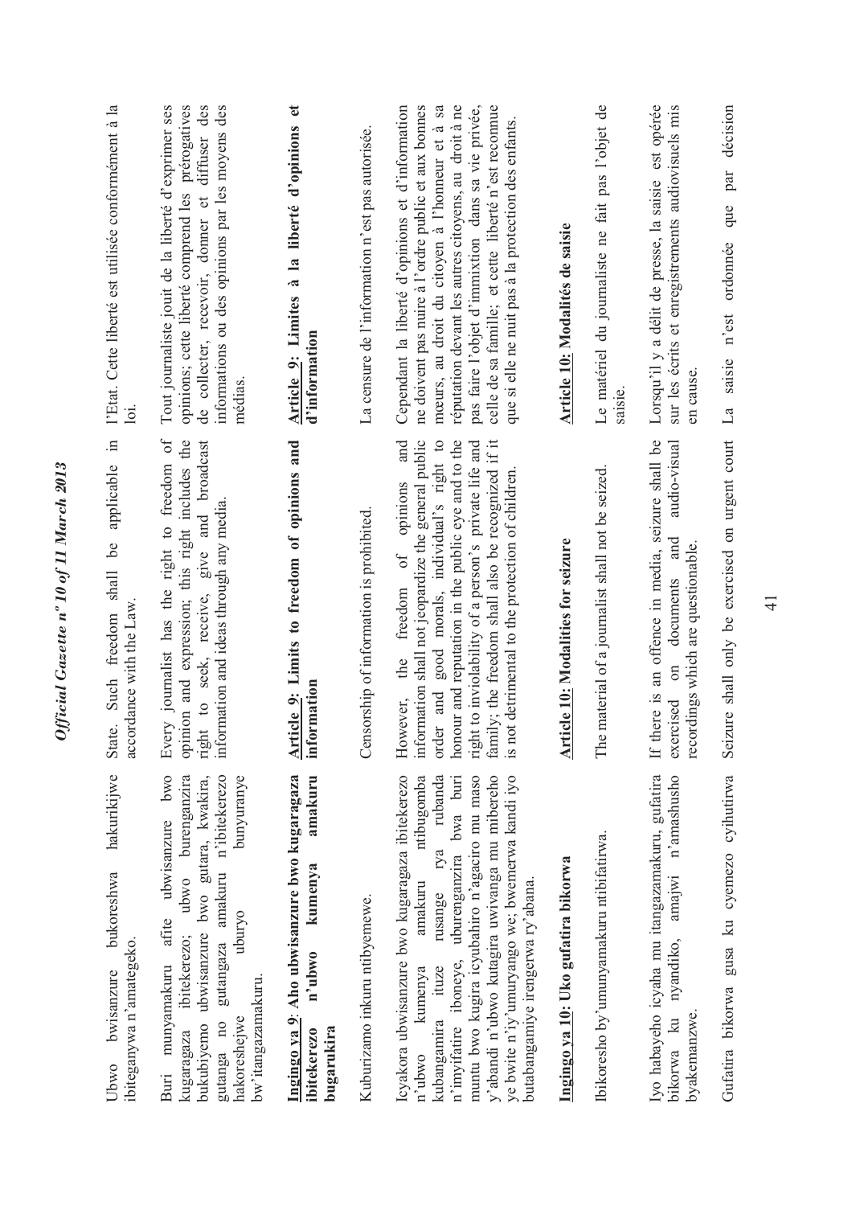Ubwo bwisanzure bukoreshwa hakurikijwe ibiteganywa n'amategeko.

Buri munyamakuru afite ubwisanzure bwo kugaragaza ibitekerezo; ubwo burenganzira bukubiyemo ubwisanzure bwo gutara, kwakira, gutanga no gutangaza amakuru n'ibitekerezo hakoreshejwe uburyo bunyuranye bw'itangazamakuru.

**Ingingo ya 9: Aho ubwisanzure bwo kugaragaza ibitekerezo n'ubwo kumenya amakuru bugarukira**

Kuburizamo inkuru ntibyemewe.

Icyakora ubwisanzure bwo kugaragaza ibitekerezo n'ubwo kumenya amakuru ntibugomba kubangamira ituze rusange rya rubanda n'imyifatire iboneye, uburenganzira bwa buri muntu bwo kugira icyubahiro n'agaciro mu maso y'abandi n'ubwo kutagira uwivanga mu mibereho ye bwite n'iy'umuryango we; bwemerwa kandi iyo butabangamiye irengerwa ry'abana.

**Ingingo ya 10: Uko gufatira bikorwa**

Ibikoresho by'umunyamakuru ntibifatirwa.

Iyo habayeho icyaha mu itangazamakuru, gufatira bikorwa ku nyandiko, amajwi n'amashusho byakemanzwe.

Gufatira bikorwa gusa ku cyemezo cyihutirwa

State. Such freedom shall be applicable in accordance with the Law.

Every journalist has the right to freedom of opinion and expression; this right includes the right to seek, receive, give and broadcast information and ideas through any media.

**Article 9: Limits to freedom of opinions and information**

Censorship of information is prohibited.

However, the freedom of opinions and information shall not jeopardize the general public order and good morals, individual's right to honour and reputation in the public eye and to the right to inviolability of a person's private life and family; the freedom shall also be recognized if it is not detrimental to the protection of children.

**Article 10: Modalities for seizure**

The material of a journalist shall not be seized.

If there is an offence in media, seizure shall be exercised on documents and audio-visual recordings which are questionable.

Seizure shall only be exercised on urgent court

l'Etat. Cette liberté est utilisée conformément à la loi.

Tout journaliste jouit de la liberté d'exprimer ses opinions; cette liberté comprend les prérogatives de collecter, recevoir, donner et diffuser des informations ou des opinions par les moyens des médias.

**Article 9: Limites à la liberté d'opinions et d'information**

La censure de l'information n'est pas autorisée.

Cependant la liberté d'opinions et d'information ne doivent pas nuire à l'ordre public et aux bonnes mœurs, au droit du citoyen à l'honneur et à sa réputation devant les autres citoyens, au droit à ne pas faire l'objet d'immixtion dans sa vie privée, celle de sa famille; et cette liberté n'est reconnue que si elle ne nuit pas à la protection des enfants.

**Article 10: Modalités de saisie**

Le matériel du journaliste ne fait pas l'objet de saisie.

Lorsqu'il y a délit de presse, la saisie est opérée sur les écrits et enregistrements audiovisuels mis en cause.

La saisie n'est ordonnée que par décision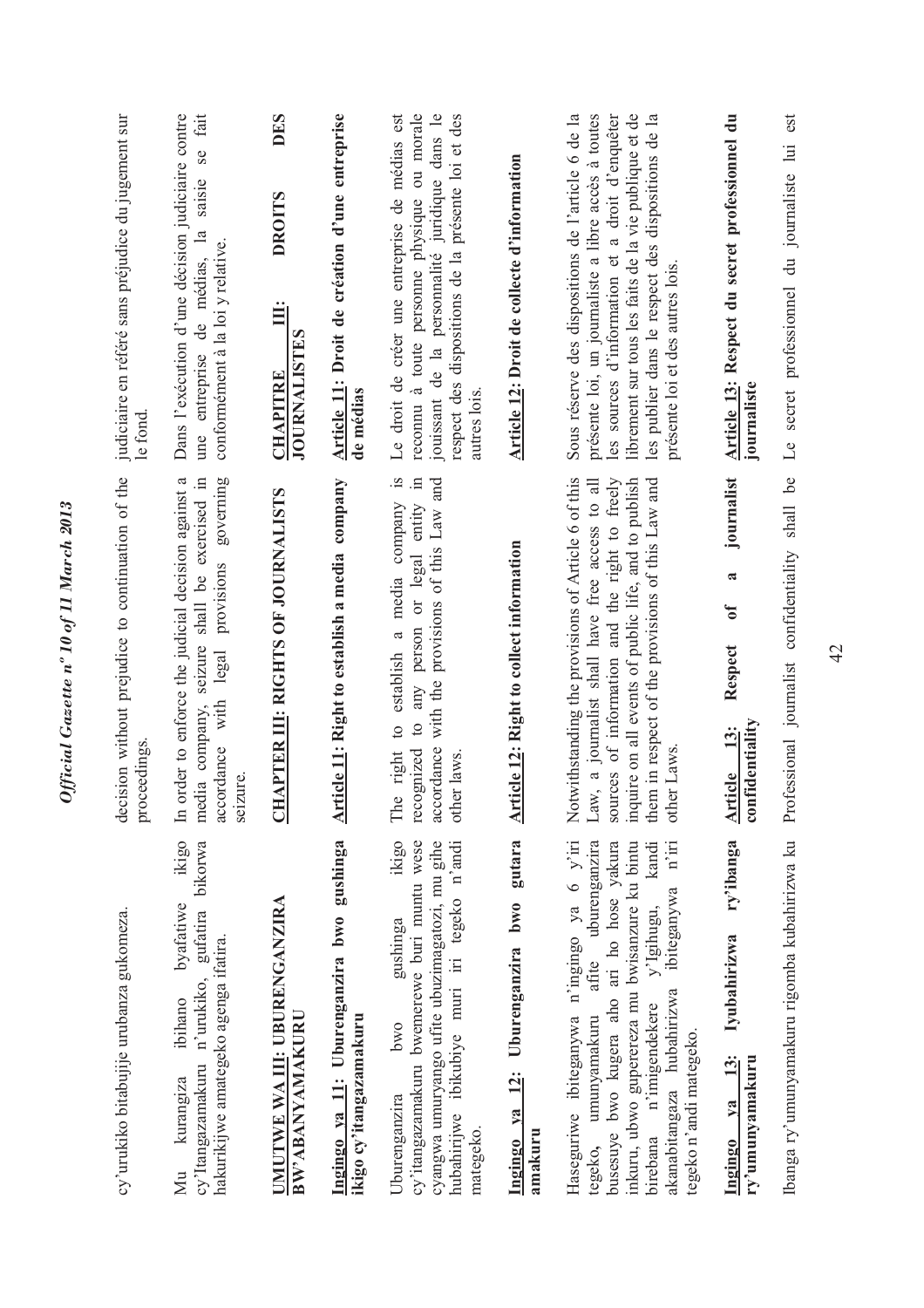cy'urukiko bitabujije urubanza gukomeza.

Mu kurangiza ibihano byafatiwe ikigo cy'Itangazamakuru n'urukiko, gufatira bikorwa hakurikijwe amategeko agenga ifatira.

## UMUTWE WA III: UBURENGANZIRA BW'ABANYAMAKURU

**Ingingo ya 11: Uburenganzira bwo gushinga ikigo cy'itangazamakuru**

Uburenganzira bwo gushinga ikigo cy'itangazamakuru bwemerewe buri muntu wese cyangwa umuryango ufite ubuzimagatozi, mu gihe hubahirijwe ibikubiye muri iri tegeko n'andi mategeko.

**Ingingo ya 12: Uburenganzira bwo gutara amakuru**

Hasegurwe ibiteganywa n'ingingo ya 6 y'iri tegeko, umunyamakuru afite uburenganzira busesuye bwo kugera aho ari ho hose yakura inkuru, ubwo gupererereza mu bwisanzure ku bintu birebana n'imigendekere y'Igihugu, kandi akanabitangaza hubahirizwa ibiteganywa n'iri tegeko n'andi mategeko.

**Ingingo ya 13: Iyubahirizwa ry'ibanga ry'umunyamakuru**

Ibanga ry'umunyamakuru rigomba kubahirizwa ku

decision without prejudice to continuation of the proceedings.

In order to enforce the judicial decision against a media company, seizure shall be exercised in accordance with legal provisions governing seizure.

## CHAPTER III: RIGHTS OF JOURNALISTS

**Article 11: Right to establish a media company**

The right to establish a media company is recognized to any person or legal entity in accordance with the provisions of this Law and other laws.

**Article 12: Right to collect information**

Notwithstanding the provisions of Article 6 of this Law, a journalist shall have free access to all sources of information and the right to freely inquire on all events of public life, and to publish them in respect of the provisions of this Law and other Laws.

**Article 13: Respect of a journalist confidentiality**

Professional journalist confidentiality shall be

judiciaire en référé sans préjudice du jugement sur le fond.

Dans l'exécution d'une décision judiciaire contre une entreprise de médias, la saisie se fait conformément à la loi y relative.

## CHAPITRE III: DROITS DES JOURNALISTES

**Article 11: Droit de création d'une entreprise de médias**

Le droit de créer une entreprise de médias est reconnu à toute personne physique ou morale jouissant de la personnalité juridique dans le respect des dispositions de la présente loi et des autres lois.

**Article 12: Droit de collecte d'information**

Sous réserve des dispositions de l'article 6 de la présente loi, un journaliste a libre accès à toutes les sources d'information et a droit d'enquêter librement sur tous les faits de la vie publique et de les publier dans le respect des dispositions de la présente loi et des autres lois.

**Article 13: Respect du secret professionnel du journaliste**

Le secret professionnel du journaliste lui est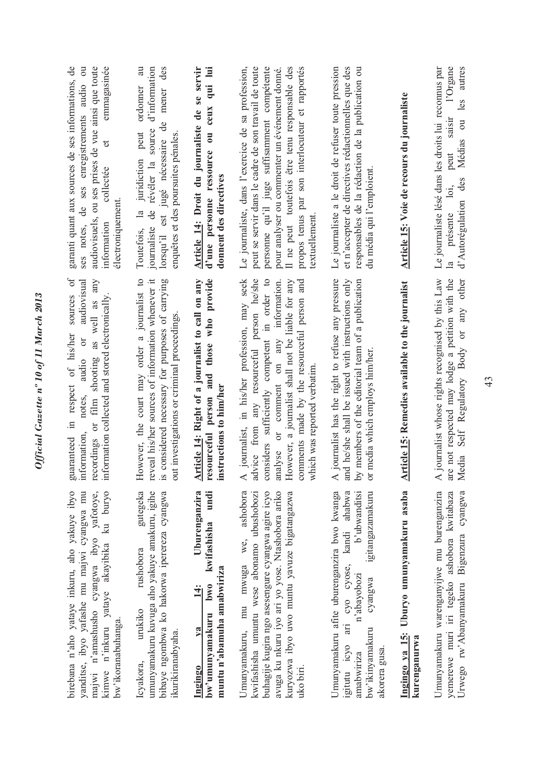birebana n'aho yataye inkuru, aho yakuye ibyo yanditse, ibyo yafashe mu majwi cyangwa mu majwi n'amashusho cyangwa ibyo yafotoye, kimwe n'inkuru yataye akayibika ku buryo bw'ikoranabuhanga.

Icyakora, urukiko rushobora gutegeka umunyamakuru kuvuga aho yakuye amakuru, igihe bibaye ngombwa ko hakorwa iperereza cyangwa ikurikiranabyaha.

**Ingingo ya 14: Uburenganzira bw'umunyamakuru bwo kwifashisha undi muntu n'abamuha amabwiriza**

Umunyamakuru, mu mwuga we, ashobora kwifashisha umuntu wese abonamo ubushobozi buhagije kugira ngo asesengure cyangwa agire icyo avuga ku nkuru iyo ari yo yose. Ntashobora ariko kuryozwa ibyo uwo muntu yavuze bigatangazwa uko biri.

Umunyamakuru afite uburenganzira bwo kwanga igitutu icyo ari cyo cyose, kandi ahabwa amabwiriza n'abayobozi b'ubwanditsi bw'ikinyamakuru cyangwa igitangazamakuru akorera gusa.

**Ingingo ya 15: Uburyo umunyamakuru asaba kurenganurwa**

Umunyamakuru warenganyijwe mu burenganzira yemerewe muri iri tegeko ashobora kwitabaza Urwego rw'Abanyamakuru Bigenzura cyangwa

guaranteed in respect of his/her sources of information, notes, audio or audiovisual recordings or film shooting as well as any information collected and stored electronically.

However, the court may order a journalist to reveal his/her sources of information whenever it is considered necessary for purposes of carrying out investigations or criminal proceedings.

**Article 14: Right of a journalist to call on any resourceful person and those who provide instructions to him/her**

A journalist, in his/her profession, may seek advice from any resourceful person he/she considers sufficiently competent in order to analyse or comment on any information. However, a journalist shall not be liable for any comments made by the resourceful person and which was reported verbatim.

A journalist has the right to refuse any pressure and he/she shall be issued with instructions only by members of the editorial team of a publication or media which employs him/her.

**Article 15: Remedies available to the journalist**

A journalist whose rights recognised by this Law are not respected may lodge a petition with the Media Self Regulatory Body or any other

garanti quant aux sources de ses informations, de ses notes, de ses enregistrements audio ou audiovisuels, ou ses prises de vue ainsi que toute information collectée et emmagasinée électroniquement.

Toutefois, la juridiction peut ordonner au journaliste de révéler la source d'information lorsqu'il est jugé nécessaire de mener des enquêtes et des poursuites pénales.

**Article 14: Droit du journaliste de se servir d'une personne ressource ou ceux qui lui donnent des directives**

Le journaliste, dans l'exercice de sa profession, peut se servir dans le cadre de son travail de toute personne qu'il juge suffisamment compétente pour analyser ou commenter un événement donné. Il ne peut toutefois être tenu responsable des propos tenus par son interlocuteur et rapportés textuellement.

Le journaliste a le droit de refuser toute pression et n'accepter de directives rédactionnelles que des responsables de la rédaction de la publication ou du média qui l'emploient.

**Article 15: Voie de recours du journaliste**

Le journaliste lésé dans les droits lui reconnus par la présente loi, peut saisir l'Organe d'Autorégulation des Médias ou les autres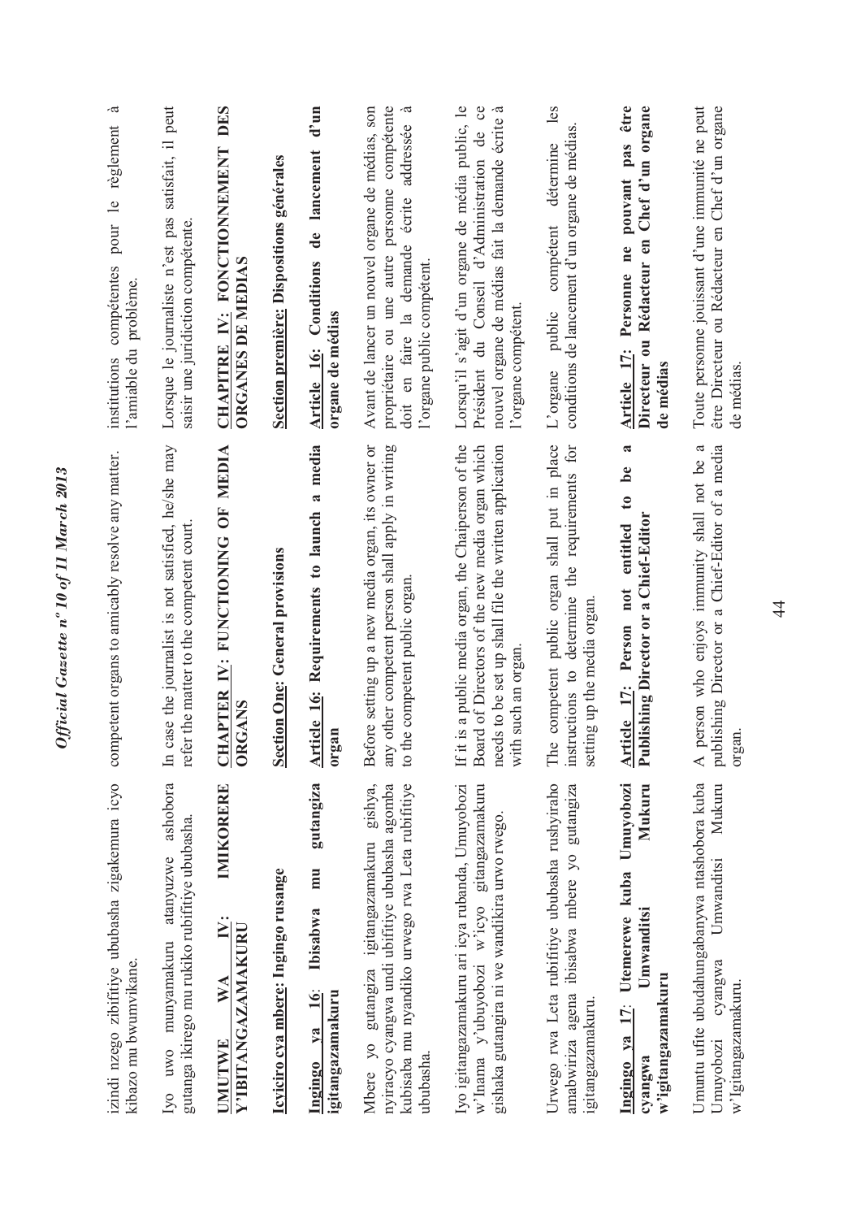izindi nzego zibifitiye ububasha zigakemura icyo kibazo mu bwumvikane.

Iyo uwo munyamakuru atanyuzwe ashobora gutanga ikirego mu rukiko rubifitiye ububasha.

**UMUTWE WA IV: IMIKORERE Y'IBITANGAZAMAKURU**

**Icyiciro cya mbere: Ingingo rusange**

**Ingingo ya 16: Ibisabwa mu gutangiza igitangazamakuru**

Mbere yo gutangiza igitangazamakuru gishya, nyiracyo cyangwa undi ubifitiye ububasha agomba kubisaba mu nyandiko urwego rwa Leta rubifitiye ububasha.

Iyo igitangazamakuru ari icya rubanda, Umuyobozi w'Inama y'ubuyobozi w'icyo gitangazamakuru gishaka gutangira ni we wandikira urwo rwego.

Urwego rwa Leta rubifitiye ububasha rushyiraho amabwiriza agena ibisabwa mbere yo gutangiza igitangazamakuru.

**Ingingo ya 17: Utemerewe kuba Umuyobozi cyangwa Umwanditsi Mukuru w'igitangazamakuru**

Umuntu ufite ubudahungabanywa ntashobora kuba Umuyobozi cyangwa Umwanditsi Mukuru w'Igitangazamakuru.

competent organs to amicably resolve any matter.

In case the journalist is not satisfied, he/she may refer the matter to the competent court.

**CHAPTER IV: FUNCTIONING OF MEDIA ORGANS**

**Section One: General provisions**

**Article 16: Requirements to launch a media organ**

Before setting up a new media organ, its owner or any other competent person shall apply in writing to the competent public organ.

If it is a public media organ, the Chaiperson of the Board of Directors of the new media organ which needs to be set up shall file the written application with such an organ.

The competent public organ shall put in place instructions to determine the requirements for setting up the media organ.

**Article 17: Person not entitled to be a Publishing Director or a Chief-Editor**

A person who enjoys immunity shall not be a publishing Director or a Chief-Editor of a media organ.

institutions compétentes pour le règlement à l'amiable du problème.

Lorsque le journaliste n'est pas satisfait, il peut saisir une juridiction compétente.

**CHAPITRE IV: FONCTIONNEMENT DES ORGANES DE MEDIAS**

**Section première: Dispositions générales**

**Article 16: Conditions de lancement d'un organe de médias**

Avant de lancer un nouvel organe de médias, son propriétaire ou une autre personne compétente doit en faire la demande écrite addressée à l'organe public compétent.

Lorsqu'il s'agit d'un organe de média public, le Président du Conseil d'Administration de ce nouvel organe de médias fait la demande écrite à l'organe compétent.

L'organe public compétent détermine les conditions de lancement d'un organe de médias.

**Article 17: Personne ne pouvant pas être Directeur ou Rédacteur en Chef d'un organe de médias**

Toute personne jouissant d'une immunité ne peut être Directeur ou Rédacteur en Chef d'un organe de médias.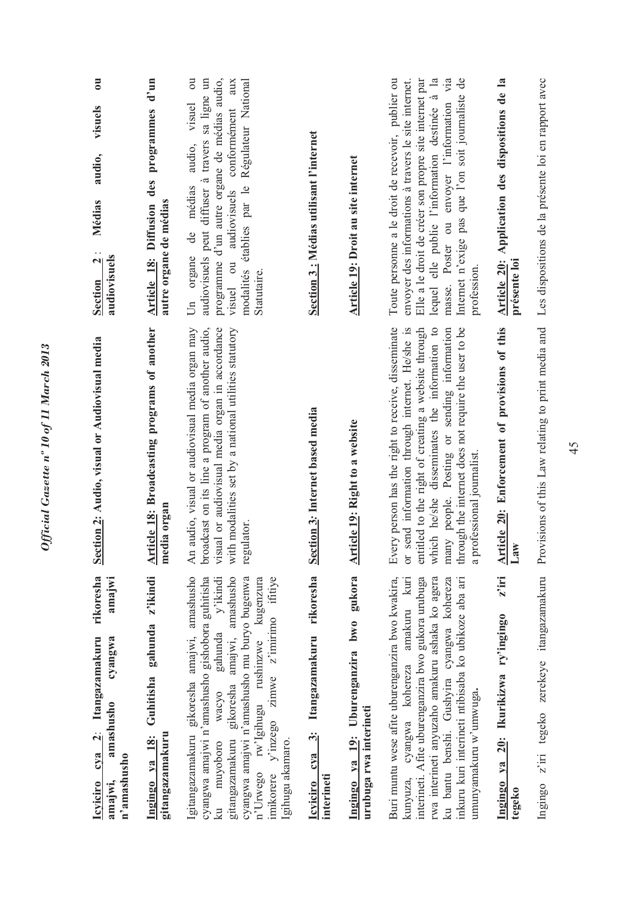**Icyiciro cya 2: Itangazamakuru rikoresha amajwi, amashusho cyangwa amajwi n'amashusho**

**Ingingo ya 18: Guhitisha gahunda z'ikindi gitangazamakuru**

Igitangazamakuru gikoresha amajwi, amashusho cyangwa amajwi n'amashusho gishobora guhitisha ku muyoboro wacyo gahunda y'ikindi gitangazamakuru gikoresha amajwi, amashusho cyangwa amajwi n'amashusho mu buryo bugenwa n'Urwego rw'Igihugu rushinzwe kugenzura imikorere y'inzego zimwe z'imirimo ifitiye Igihugu akamaro.

**Icyiciro cya 3: Itangazamakuru rikoresha interineti**

**Ingingo ya 19: Uburenganzira bwo gukora urubuga rwa interineti**

Buri muntu wese afite uburenganzira bwo kwakira, kunyuza, cyangwa kohereza amakuru kuri interineti. Afite uburenganzira bwo gukora urubuga rwa interineti anyuzaho amakuru ashaka ko agera ku bantu benshi. Gushyira cyangwa kohereza inkuru kuri interineti ntibisaba ko ubikoze aba ari umunyamakuru w'umwuga.

**Ingingo ya 20: Ikurikizwa ry'ingingo z'iri tegeko**

Ingingo z'iri tegeko zerekeye itangazamakuru

**Section 2: Audio, visual or Audiovisual media**

**Article 18: Broadcasting programs of another media organ**

An audio, visual or audiovisual media organ may broadcast on its line a program of another audio, visual or audiovisual media organ in accordance with modalities set by a national utilities statutory regulator.

**Section 3: Internet based media**

**Article 19: Right to a website**

Every person has the right to receive, disseminate or send information through internet. He/she is entitled to the right of creating a website through which he/she disseminates the information to many people. Posting or sending information through the internet does not require the user to be a professional journalist.

**Article 20: Enforcement of provisions of this Law**

Provisions of this Law relating to print media and

**Section 2 : Médias audio, visuels ou audiovisuels**

**Article 18: Diffusion des programmes d'un autre organe de médias**

Un organe de médias audio, visuel ou audiovisuels peut diffuser à travers sa ligne un programme d'un autre organe de médias audio, visuel ou audiovisuels conformément aux modalités établies par le Régulateur National Statutaire.

**Section 3 : Médias utilisant l'internet**

**Article 19: Droit au site internet**

Toute personne a le droit de recevoir, publier ou envoyer des informations à travers le site internet. Elle a le droit de créer son propre site internet par lequel elle publie l'information destinée à la masse. Poster ou envoyer l'information via Internet n'exige pas que l'on soit journaliste de profession.

**Article 20: Application des dispositions de la présente loi**

Les dispositions de la présente loi en rapport avec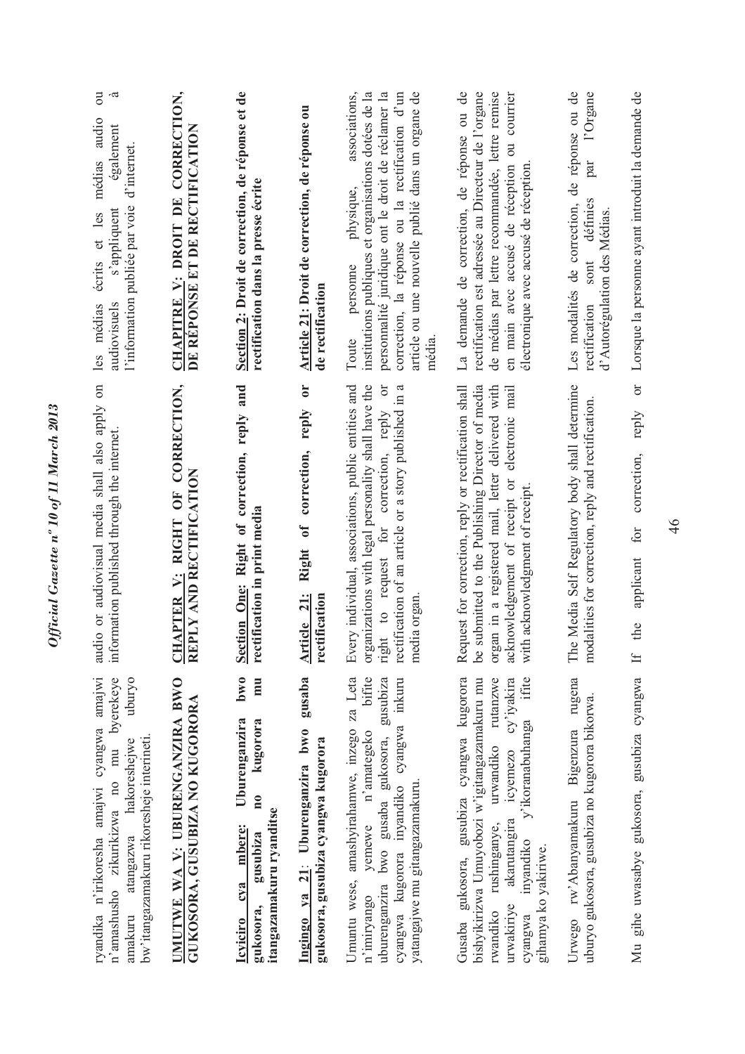ryandika n'irikoresha amajwi cyangwa amajwi n'amashusho zikurikizwa no mu byerekeye amakuru atangazwa hakoreshejwe uburyo bw'itangazamakuru rikoresheje interineti.

## UMUTWE WA V: UBURENGANZIRA BWO GUKOSORA, GUSUBIZA NO KUGORORA

### Icyiciro cya mbere: Uburenganzira bwo gukosora, gusubiza no kugorora mu itangazamakuru ryanditse

### Ingingo ya 21: Uburenganzira bwo gusaba gukosora, gusubiza cyangwa kugorora

Umuntu wese, amashyirahamwe, inzego za Leta n'imiryango yemewe n'amategeko bifite uburenganzira bwo gusaba gukosora, gusubiza cyangwa kugorora inyandiko cyangwa inkuru yatangajwe mu gitangazamakuru.

Gusaba gukosora, gusubiza cyangwa kugorora bishyikirizwa Umuyobozi w'igitangazamakuru mu rwandiko rushinganye, urwandiko rutanzwe urwakiriye akarutangira icyemezo cy'iyakira cyangwa inyandiko y'ikoranabuhanga ifite gihamya ko yakiriwe.

Urwego rw'Abanyamakuru Bigenzura rugena uburyo gukosora, gusubiza no kugorora bikorwa.

Mu gihe uwasabye gukosora, gusubiza cyangwa

audio or audiovisual media shall also apply on information published through the internet.

## CHAPTER V: RIGHT OF CORRECTION, REPLY AND RECTIFICATION

### Section One: Right of correction, reply and rectification in print media

### Article 21: Right of correction, reply or rectification

Every individual, associations, public entities and organizations with legal personality shall have the right to request for correction, reply or rectification of an article or a story published in a media organ.

Request for correction, reply or rectification shall be submitted to the Publishing Director of media organ in a registered mail, letter delivered with acknowledgement of receipt or electronic mail with acknowledgment of receipt.

The Media Self Regulatory body shall determine modalities for correction, reply and rectification.

If the applicant for correction, reply or

les médias écrits et les médias audio ou audiovisuels s'appliquent également à l'information publiée par voie d'internet.

## CHAPITRE V: DROIT DE CORRECTION, DE RÉPONSE ET DE RECTIFICATION

### Section 2: Droit de correction, de réponse et de rectification dans la presse écrite

### Article 21: Droit de correction, de réponse ou de rectification

Toute personne physique, associations, institutions publiques et organisations dotées de la personnalité juridique ont le droit de réclamer la correction, la réponse ou la rectification d'un article ou une nouvelle publié dans un organe de média.

La demande de correction, de réponse ou de rectification est adressée au Directeur de l'organe de médias par lettre recommandée, lettre remise en main avec accusé de réception ou courrier électronique avec accusé de réception.

Les modalités de correction, de réponse ou de rectification sont définies par l'Organe d'Autorégulation des Médias.

Lorsque la personne ayant introduit la demande de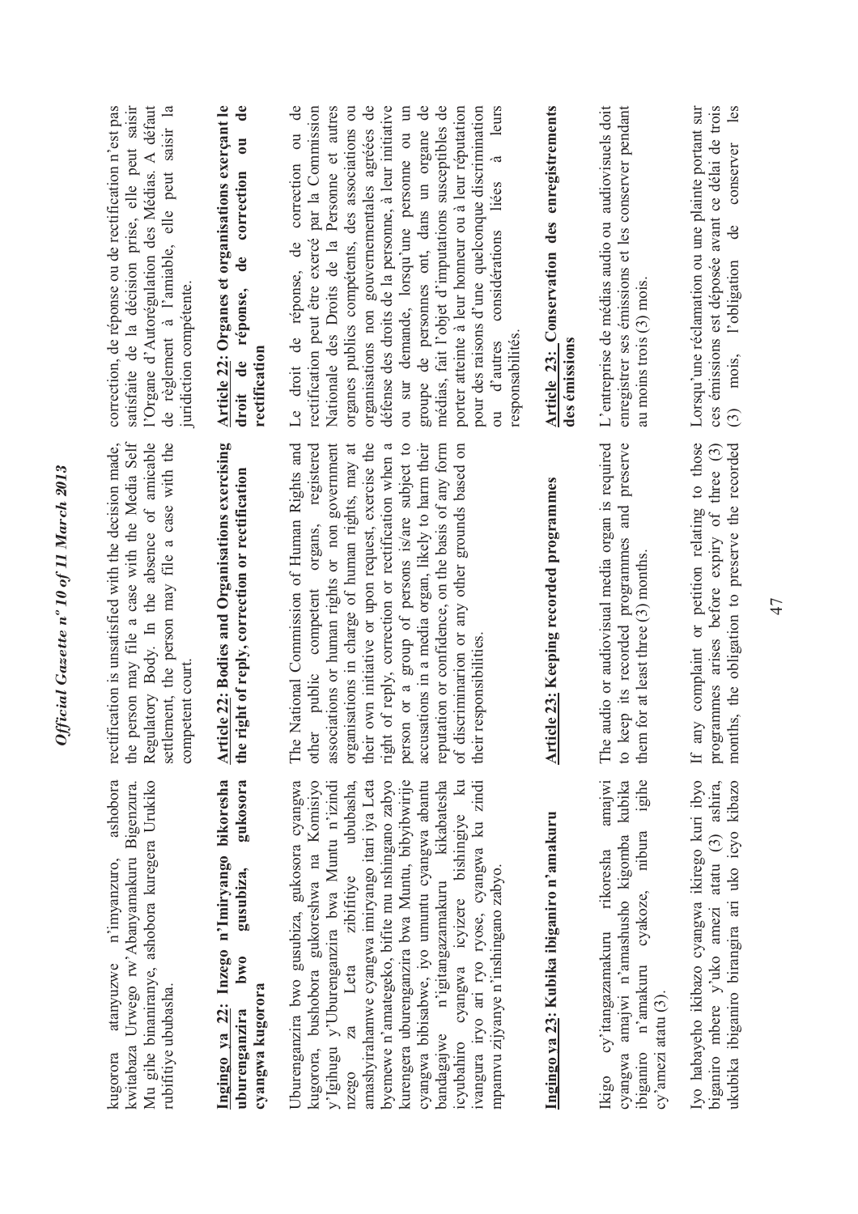kugorora atanyuzwe n'imyanzuro, ashobora kwitabaza Urwego rw'Abanyamakuru Bigenzura. Mu gihe binaniranye, ashobora kuregera Urukiko rubifitiye ububasha.

**Ingingo ya 22: Inzego n'Imiryango bikoresha uburenganzira bwo gusubiza, gukosora cyangwa kugorora**

Uburenganzira bwo gusubiza, gukosora cyangwa kugorora, bushobora gukoreshwa na Komisiyo y'Igihugu y'Uburenganzira bwa Muntu n'izindi nzego za Leta zibifitiye ububasha, amashyirahamwe cyangwa imiryango itari iya Leta byemewe n'amategeko, bifite mu nshingano zabyo kurengera uburenganzira bwa Muntu, bibyibwirije cyangwa bibisabwe, iyo umuntu cyangwa abantu bandagajwe n'igitangazamakuru kikabatesha icyubahiro cyangwa icyizere bishingiye ku ivangura iryo ari ryo ryose, cyangwa ku zindi mpamvu zijyanye n'inshingano zabyo.

**Ingingo ya 23: Kubika ibiganiro n'amakuru**

Ikigo cy'itangazamakuru rikoresha amajwi cyangwa amajwi n'amashusho kigomba kubika ibiganiro n'amakuru cyakoze, nibura igihe cy'amezi atatu (3).

Iyo habayeho ikibazo cyangwa ikirego kuri ibyo biganiro mbere y'uko amezi atatu (3) ashira, ukubika ibiganiro birangira ari uko icyo kibazo

rectification is unsatisfied with the decision made, the person may file a case with the Media Self Regulatory Body. In the absence of amicable settlement, the person may file a case with the competent court.

**Article 22: Bodies and Organisations exercising the right of reply, correction or rectification**

The National Commission of Human Rights and other public competent organs, registered associations or human rights or non government organisations in charge of human rights, may at their own initiative or upon request, exercise the right of reply, correction or rectification when a person or a group of persons is/are subject to accusations in a media organ, likely to harm their reputation or confidence, on the basis of any form of discriminarion or any other grounds based on their responsibilities.

**Article 23: Keeping recorded programmes**

The audio or audiovisual media organ is required to keep its recorded programmes and preserve them for at least three (3) months.

If any complaint or petition relating to those programmes arises before expiry of three (3) months, the obligation to preserve the recorded

correction, de réponse ou de rectification n'est pas satisfaite de la décision prise, elle peut saisir l'Organe d'Autorégulation des Médias. A défaut de règlement à l'amiable, elle peut saisir la juridiction compétente.

**Article 22: Organes et organisations exerçant le droit de réponse, de correction ou de rectification**

Le droit de réponse, de correction ou de rectification peut être exercé par la Commission Nationale des Droits de la Personne et autres organes publics compétents, des associations ou organisations non gouvernementales agréées de défense des droits de la personne, à leur initiative ou sur demande, lorsqu'une personne ou un groupe de personnes ont, dans un organe de médias, fait l'objet d'imputations susceptibles de porter atteinte à leur honneur ou à leur réputation pour des raisons d'une quelconque discrimination ou d'autres considérations liées à leurs responsabilités.

**Article 23: Conservation des enregistrements des émissions**

L'entreprise de médias audio ou audiovisuels doit enregistrer ses émissions et les conserver pendant au moins trois (3) mois.

Lorsqu'une réclamation ou une plainte portant sur ces émissions est déposée avant ce délai de trois (3) mois, l'obligation de conserver les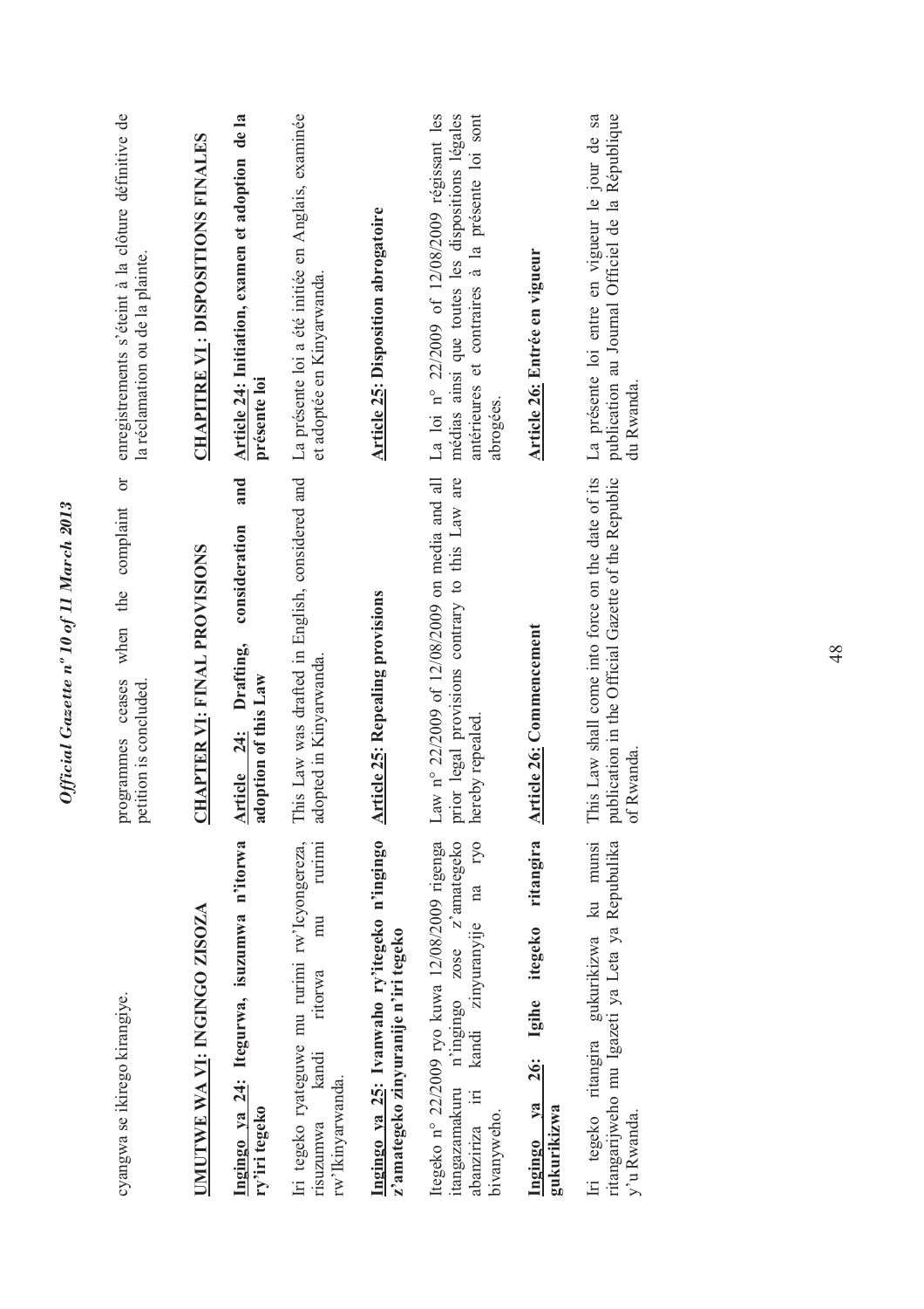cyangwa se ikirego kirangiye.

programmes ceases when the complaint or petition is concluded.

enregistrements s'éteint à la clôture définitive de la réclamation ou de la plainte.

**UMUTWE WA VI: INGINGO ZISOZA**

**Ingingo ya 24: Itegurwa, isuzumwa n'itorwa ry'iri tegeko**

Iri tegeko ryateguwe mu rurimi rw'Icyongereza, risuzumwa kandi ritorwa mu rurimi rw'Ikinyarwanda.

**Ingingo ya 25: Ivanwaho ry'itegeko n'ingingo z'amategeko zinyuranije n'iri tegeko**

Itegeko n° 22/2009 ryo kuwa 12/08/2009 rigenga itangazamakuru n'ingingo zose z'amategeko abanziriza iri kandi zinyuranyije na ryo bivanyweho.

**Ingingo ya 26: Igihe itegeko ritangira gukurikizwa**

Iri tegeko ritangira gukurikizwa ku munsi ritangarijweho mu Igazeti ya Leta ya Repubulika y'u Rwanda.

**CHAPTER VI: FINAL PROVISIONS**

**Article 24: Drafting, consideration and adoption of this Law**

This Law was drafted in English, considered and adopted in Kinyarwanda.

**Article 25: Repealing provisions**

Law n° 22/2009 of 12/08/2009 on media and all prior legal provisions contrary to this Law are hereby repealed.

**Article 26: Commencement**

This Law shall come into force on the date of its publication in the Official Gazette of the Republic of Rwanda.

**CHAPITRE VI : DISPOSITIONS FINALES**

**Article 24: Initiation, examen et adoption de la présente loi**

La présente loi a été initiée en Anglais, examinée et adoptée en Kinyarwanda.

**Article 25: Disposition abrogatoire**

La loi n° 22/2009 of 12/08/2009 régissant les médias ainsi que toutes les dispositions légales antérieures et contraires à la présente loi sont abrogées.

**Article 26: Entrée en vigueur**

La présente loi entre en vigueur le jour de sa publication au Journal Officiel de la République du Rwanda.